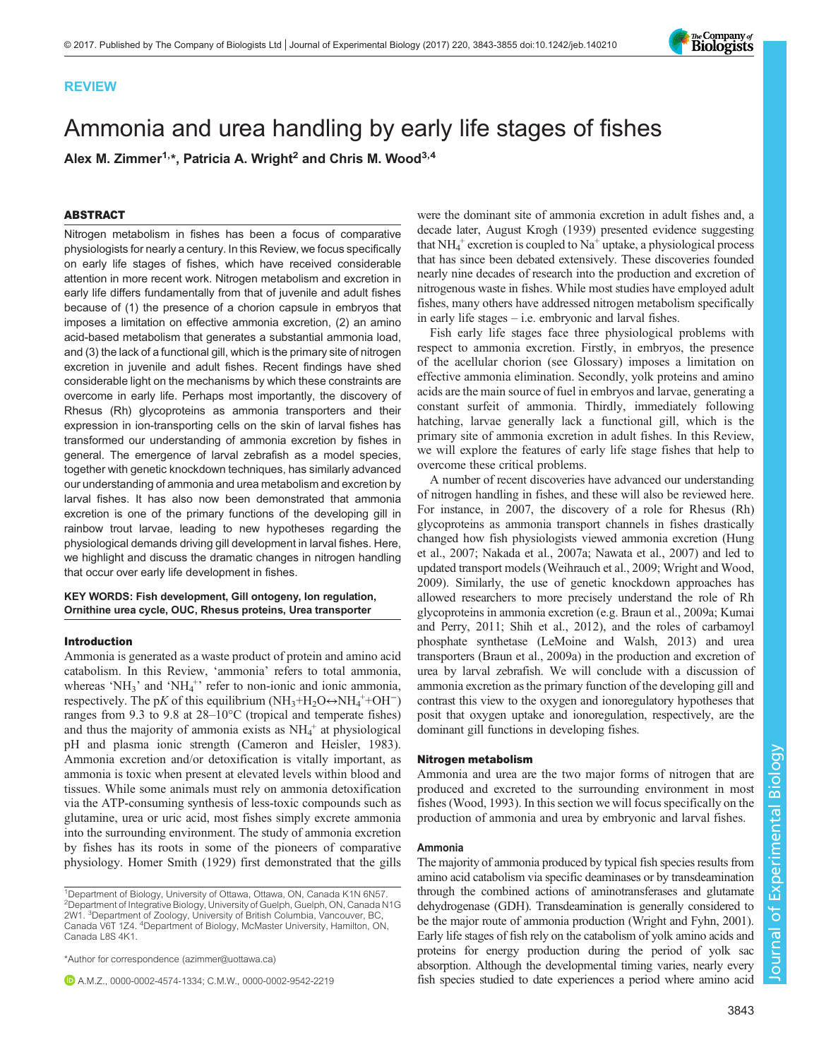REVIEW

# Ammonia and urea handling by early life stages of fishes

Alex M. Zimmer[1,*], Patricia A. Wright[2] and Chris M. Wood[3,4]

## ABSTRACT

Nitrogen metabolism in fishes has been a focus of comparative physiologists for nearly a century. In this Review, we focus specifically on early life stages of fishes, which have received considerable attention in more recent work. Nitrogen metabolism and excretion in early life differs fundamentally from that of juvenile and adult fishes because of (1) the presence of a chorion capsule in embryos that imposes a limitation on effective ammonia excretion, (2) an amino acid-based metabolism that generates a substantial ammonia load, and (3) the lack of a functional gill, which is the primary site of nitrogen excretion in juvenile and adult fishes. Recent findings have shed considerable light on the mechanisms by which these constraints are overcome in early life. Perhaps most importantly, the discovery of Rhesus (Rh) glycoproteins as ammonia transporters and their expression in ion-transporting cells on the skin of larval fishes has transformed our understanding of ammonia excretion by fishes in general. The emergence of larval zebrafish as a model species, together with genetic knockdown techniques, has similarly advanced our understanding of ammonia and urea metabolism and excretion by larval fishes. It has also now been demonstrated that ammonia excretion is one of the primary functions of the developing gill in rainbow trout larvae, leading to new hypotheses regarding the physiological demands driving gill development in larval fishes. Here, we highlight and discuss the dramatic changes in nitrogen handling that occur over early life development in fishes.

**KEY WORDS: Fish development, Gill ontogeny, Ion regulation, Ornithine urea cycle, OUC, Rhesus proteins, Urea transporter**

### Introduction

Ammonia is generated as a waste product of protein and amino acid catabolism. In this Review, 'ammonia' refers to total ammonia, whereas '$NH_3$' and '$NH_4^+$' refer to non-ionic and ionic ammonia, respectively. The p*K* of this equilibrium ($NH_3$+$H_2O$↔$NH_4^+$+$OH^-$) ranges from 9.3 to 9.8 at 28–10°C (tropical and temperate fishes) and thus the majority of ammonia exists as $NH_4^+$ at physiological pH and plasma ionic strength (Cameron and Heisler, 1983). Ammonia excretion and/or detoxification is vitally important, as ammonia is toxic when present at elevated levels within blood and tissues. While some animals must rely on ammonia detoxification via the ATP-consuming synthesis of less-toxic compounds such as glutamine, urea or uric acid, most fishes simply excrete ammonia into the surrounding environment. The study of ammonia excretion by fishes has its roots in some of the pioneers of comparative physiology. Homer Smith (1929) first demonstrated that the gills were the dominant site of ammonia excretion in adult fishes and, a decade later, August Krogh (1939) presented evidence suggesting that $NH_4^+$ excretion is coupled to $Na^+$ uptake, a physiological process that has since been debated extensively. These discoveries founded nearly nine decades of research into the production and excretion of nitrogenous waste in fishes. While most studies have employed adult fishes, many others have addressed nitrogen metabolism specifically in early life stages – i.e. embryonic and larval fishes.

Fish early life stages face three physiological problems with respect to ammonia excretion. Firstly, in embryos, the presence of the acellular chorion (see Glossary) imposes a limitation on effective ammonia elimination. Secondly, yolk proteins and amino acids are the main source of fuel in embryos and larvae, generating a constant surfeit of ammonia. Thirdly, immediately following hatching, larvae generally lack a functional gill, which is the primary site of ammonia excretion in adult fishes. In this Review, we will explore the features of early life stage fishes that help to overcome these critical problems.

A number of recent discoveries have advanced our understanding of nitrogen handling in fishes, and these will also be reviewed here. For instance, in 2007, the discovery of a role for Rhesus (Rh) glycoproteins as ammonia transport channels in fishes drastically changed how fish physiologists viewed ammonia excretion (Hung et al., 2007; Nakada et al., 2007a; Nawata et al., 2007) and led to updated transport models (Weihrauch et al., 2009; Wright and Wood, 2009). Similarly, the use of genetic knockdown approaches has allowed researchers to more precisely understand the role of Rh glycoproteins in ammonia excretion (e.g. Braun et al., 2009a; Kumai and Perry, 2011; Shih et al., 2012), and the roles of carbamoyl phosphate synthetase (LeMoine and Walsh, 2013) and urea transporters (Braun et al., 2009a) in the production and excretion of urea by larval zebrafish. We will conclude with a discussion of ammonia excretion as the primary function of the developing gill and contrast this view to the oxygen and ionoregulatory hypotheses that posit that oxygen uptake and ionoregulation, respectively, are the dominant gill functions in developing fishes.

### Nitrogen metabolism

Ammonia and urea are the two major forms of nitrogen that are produced and excreted to the surrounding environment in most fishes (Wood, 1993). In this section we will focus specifically on the production of ammonia and urea by embryonic and larval fishes.

#### Ammonia

The majority of ammonia produced by typical fish species results from amino acid catabolism via specific deaminases or by transdeamination through the combined actions of aminotransferases and glutamate dehydrogenase (GDH). Transdeamination is generally considered to be the major route of ammonia production (Wright and Fyhn, 2001). Early life stages of fish rely on the catabolism of yolk amino acids and proteins for energy production during the period of yolk sac absorption. Although the developmental timing varies, nearly every fish species studied to date experiences a period where amino acid

[1]Department of Biology, University of Ottawa, Ottawa, ON, Canada K1N 6N57. [2]Department of Integrative Biology, University of Guelph, Guelph, ON, Canada N1G 2W1. [3]Department of Zoology, University of British Columbia, Vancouver, BC, Canada V6T 1Z4. [4]Department of Biology, McMaster University, Hamilton, ON, Canada L8S 4K1.

*Author for correspondence (azimmer@uottawa.ca)

A.M.Z., 0000-0002-4574-1334; C.M.W., 0000-0002-9542-2219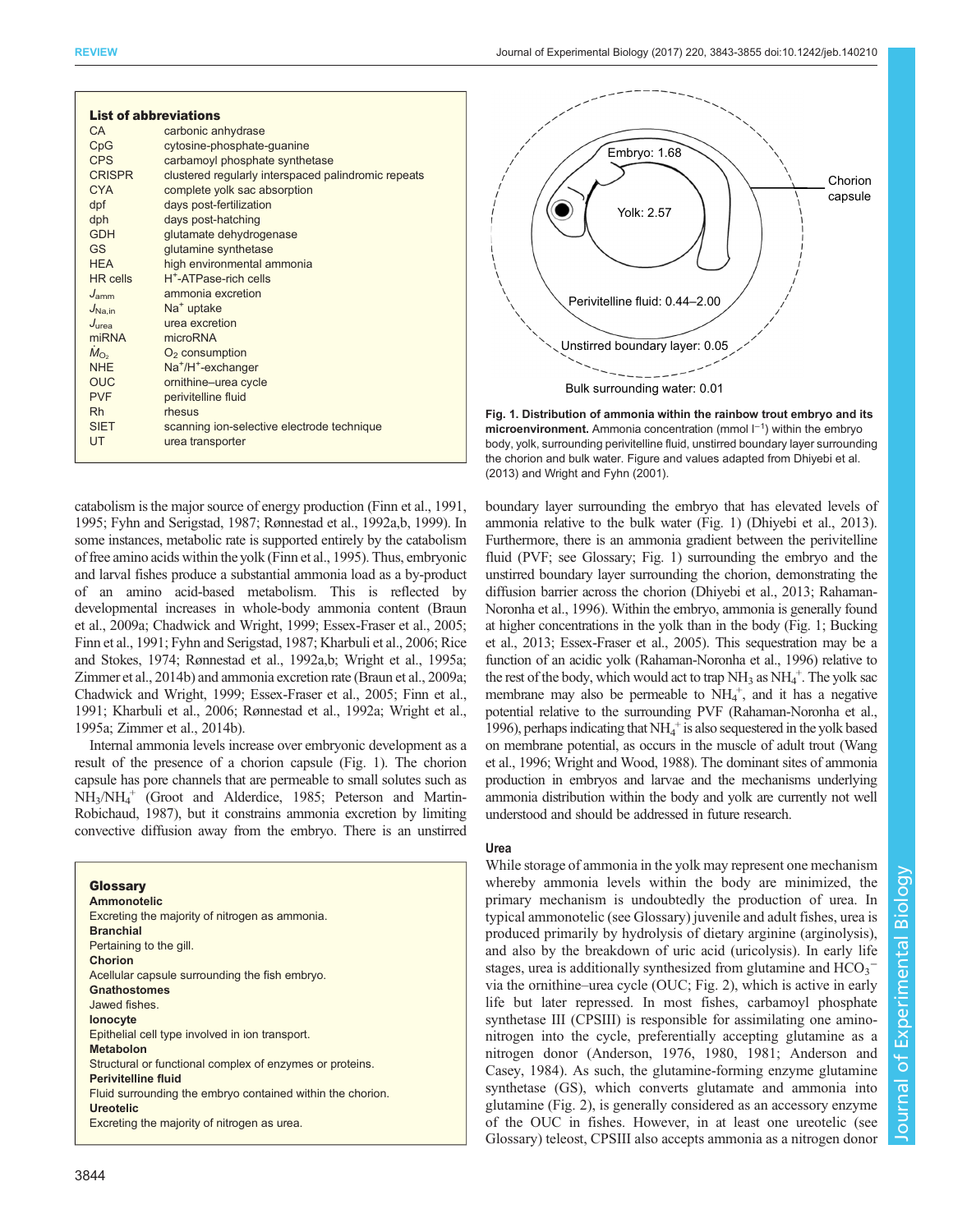### List of abbreviations

| | |
|---|---|
| CA | carbonic anhydrase |
| CpG | cytosine-phosphate-guanine |
| CPS | carbamoyl phosphate synthetase |
| CRISPR | clustered regularly interspaced palindromic repeats |
| CYA | complete yolk sac absorption |
| dpf | days post-fertilization |
| dph | days post-hatching |
| GDH | glutamate dehydrogenase |
| GS | glutamine synthetase |
| HEA | high environmental ammonia |
| HR cells | $H^+$-ATPase-rich cells |
| $J_{amm}$ | ammonia excretion |
| $J_{Na,in}$ | $Na^+$ uptake |
| $J_{urea}$ | urea excretion |
| miRNA | microRNA |
| $\dot{M}_{O_2}$ | $O_2$ consumption |
| NHE | $Na^+/H^+$-exchanger |
| OUC | ornithine–urea cycle |
| PVF | perivitelline fluid |
| Rh | rhesus |
| SIET | scanning ion-selective electrode technique |
| UT | urea transporter |

Fig. 1. Distribution of ammonia within the rainbow trout embryo and its microenvironment. Ammonia concentration (mmol $l^{-1}$) within the embryo body, yolk, surrounding perivitelline fluid, unstirred boundary layer surrounding the chorion and bulk water. Figure and values adapted from Dhiyebi et al. (2013) and Wright and Fyhn (2001).

catabolism is the major source of energy production (Finn et al., 1991, 1995; Fyhn and Serigstad, 1987; Rønnestad et al., 1992a,b, 1999). In some instances, metabolic rate is supported entirely by the catabolism of free amino acids within the yolk (Finn et al., 1995). Thus, embryonic and larval fishes produce a substantial ammonia load as a by-product of an amino acid-based metabolism. This is reflected by developmental increases in whole-body ammonia content (Braun et al., 2009a; Chadwick and Wright, 1999; Essex-Fraser et al., 2005; Finn et al., 1991; Fyhn and Serigstad, 1987; Kharbuli et al., 2006; Rice and Stokes, 1974; Rønnestad et al., 1992a,b; Wright et al., 1995a; Zimmer et al., 2014b) and ammonia excretion rate (Braun et al., 2009a; Chadwick and Wright, 1999; Essex-Fraser et al., 2005; Finn et al., 1991; Kharbuli et al., 2006; Rønnestad et al., 1992a; Wright et al., 1995a; Zimmer et al., 2014b).

Internal ammonia levels increase over embryonic development as a result of the presence of a chorion capsule (Fig. 1). The chorion capsule has pore channels that are permeable to small solutes such as $NH_3/NH_4^+$ (Groot and Alderdice, 1985; Peterson and Martin-Robichaud, 1987), but it constrains ammonia excretion by limiting convective diffusion away from the embryo. There is an unstirred boundary layer surrounding the embryo that has elevated levels of ammonia relative to the bulk water (Fig. 1) (Dhiyebi et al., 2013). Furthermore, there is an ammonia gradient between the perivitelline fluid (PVF; see Glossary; Fig. 1) surrounding the embryo and the unstirred boundary layer surrounding the chorion, demonstrating the diffusion barrier across the chorion (Dhiyebi et al., 2013; Rahaman-Noronha et al., 1996). Within the embryo, ammonia is generally found at higher concentrations in the yolk than in the body (Fig. 1; Bucking et al., 2013; Essex-Fraser et al., 2005). This sequestration may be a function of an acidic yolk (Rahaman-Noronha et al., 1996) relative to the rest of the body, which would act to trap $NH_3$ as $NH_4^+$. The yolk sac membrane may also be permeable to $NH_4^+$, and it has a negative potential relative to the surrounding PVF (Rahaman-Noronha et al., 1996), perhaps indicating that $NH_4^+$ is also sequestered in the yolk based on membrane potential, as occurs in the muscle of adult trout (Wang et al., 1996; Wright and Wood, 1988). The dominant sites of ammonia production in embryos and larvae and the mechanisms underlying ammonia distribution within the body and yolk are currently not well understood and should be addressed in future research.

### Glossary

**Ammonotelic**
Excreting the majority of nitrogen as ammonia.

**Branchial**
Pertaining to the gill.

**Chorion**
Acellular capsule surrounding the fish embryo.

**Gnathostomes**
Jawed fishes.

**Ionocyte**
Epithelial cell type involved in ion transport.

**Metabolon**
Structural or functional complex of enzymes or proteins.

**Perivitelline fluid**
Fluid surrounding the embryo contained within the chorion.

**Ureotelic**
Excreting the majority of nitrogen as urea.

## Urea

While storage of ammonia in the yolk may represent one mechanism whereby ammonia levels within the body are minimized, the primary mechanism is undoubtedly the production of urea. In typical ammonotelic (see Glossary) juvenile and adult fishes, urea is produced primarily by hydrolysis of dietary arginine (arginolysis), and also by the breakdown of uric acid (uricolysis). In early life stages, urea is additionally synthesized from glutamine and $HCO_3^-$ via the ornithine–urea cycle (OUC; Fig. 2), which is active in early life but later repressed. In most fishes, carbamoyl phosphate synthetase III (CPSIII) is responsible for assimilating one amino-nitrogen into the cycle, preferentially accepting glutamine as a nitrogen donor (Anderson, 1976, 1980, 1981; Anderson and Casey, 1984). As such, the glutamine-forming enzyme glutamine synthetase (GS), which converts glutamate and ammonia into glutamine (Fig. 2), is generally considered as an accessory enzyme of the OUC in fishes. However, in at least one ureotelic (see Glossary) teleost, CPSIII also accepts ammonia as a nitrogen donor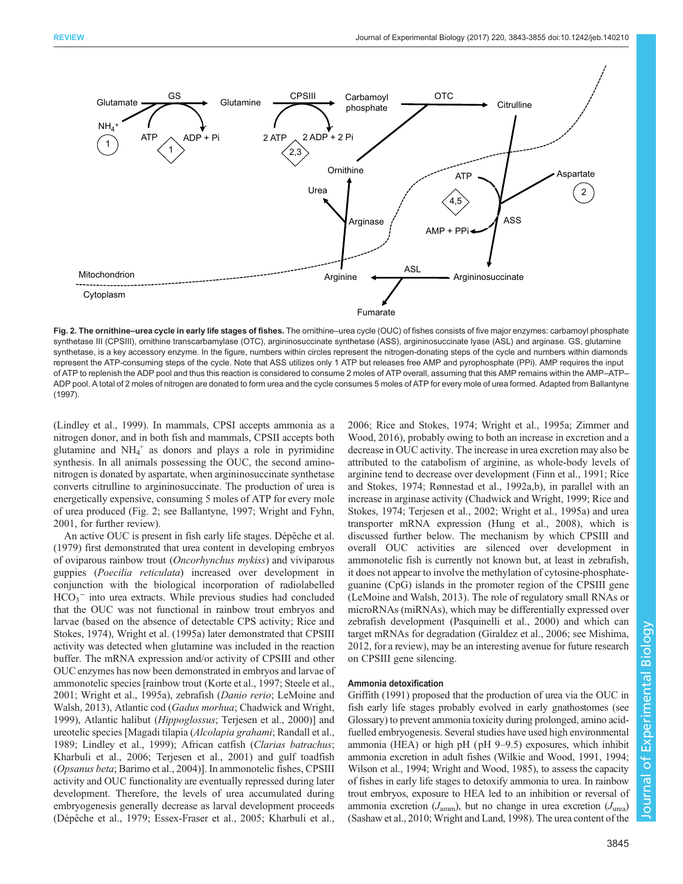**Fig. 2. The ornithine–urea cycle in early life stages of fishes.** The ornithine–urea cycle (OUC) of fishes consists of five major enzymes: carbamoyl phosphate synthetase III (CPSIII), ornithine transcarbamylase (OTC), argininosuccinate synthetase (ASS), argininosuccinate lyase (ASL) and arginase. GS, glutamine synthetase, is a key accessory enzyme. In the figure, numbers within circles represent the nitrogen-donating steps of the cycle and numbers within diamonds represent the ATP-consuming steps of the cycle. Note that ASS utilizes only 1 ATP but releases free AMP and pyrophosphate (PPi). AMP requires the input of ATP to replenish the ADP pool and thus this reaction is considered to consume 2 moles of ATP overall, assuming that this AMP remains within the AMP–ATP–ADP pool. A total of 2 moles of nitrogen are donated to form urea and the cycle consumes 5 moles of ATP for every mole of urea formed. Adapted from Ballantyne (1997).

(Lindley et al., 1999). In mammals, CPSI accepts ammonia as a nitrogen donor, and in both fish and mammals, CPSII accepts both glutamine and $NH_4^+$ as donors and plays a role in pyrimidine synthesis. In all animals possessing the OUC, the second amino-nitrogen is donated by aspartate, when argininosuccinate synthetase converts citrulline to argininosuccinate. The production of urea is energetically expensive, consuming 5 moles of ATP for every mole of urea produced (Fig. 2; see Ballantyne, 1997; Wright and Fyhn, 2001, for further review).

An active OUC is present in fish early life stages. Dépêche et al. (1979) first demonstrated that urea content in developing embryos of oviparous rainbow trout (*Oncorhynchus mykiss*) and viviparous guppies (*Poecilia reticulata*) increased over development in conjunction with the biological incorporation of radiolabelled $HCO_3^-$ into urea extracts. While previous studies had concluded that the OUC was not functional in rainbow trout embryos and larvae (based on the absence of detectable CPS activity; Rice and Stokes, 1974), Wright et al. (1995a) later demonstrated that CPSIII activity was detected when glutamine was included in the reaction buffer. The mRNA expression and/or activity of CPSIII and other OUC enzymes has now been demonstrated in embryos and larvae of ammonotelic species [rainbow trout (Korte et al., 1997; Steele et al., 2001; Wright et al., 1995a), zebrafish (*Danio rerio*; LeMoine and Walsh, 2013), Atlantic cod (*Gadus morhua*; Chadwick and Wright, 1999), Atlantic halibut (*Hippoglossus*; Terjesen et al., 2000)] and ureotelic species [Magadi tilapia (*Alcolapia grahami*; Randall et al., 1989; Lindley et al., 1999); African catfish (*Clarias batrachus*; Kharbuli et al., 2006; Terjesen et al., 2001) and gulf toadfish (*Opsanus beta*; Barimo et al., 2004)]. In ammonotelic fishes, CPSIII activity and OUC functionality are eventually repressed during later development. Therefore, the levels of urea accumulated during embryogenesis generally decrease as larval development proceeds (Dépêche et al., 1979; Essex-Fraser et al., 2005; Kharbuli et al., 2006; Rice and Stokes, 1974; Wright et al., 1995a; Zimmer and Wood, 2016), probably owing to both an increase in excretion and a decrease in OUC activity. The increase in urea excretion may also be attributed to the catabolism of arginine, as whole-body levels of arginine tend to decrease over development (Finn et al., 1991; Rice and Stokes, 1974; Rønnestad et al., 1992a,b), in parallel with an increase in arginase activity (Chadwick and Wright, 1999; Rice and Stokes, 1974; Terjesen et al., 2002; Wright et al., 1995a) and urea transporter mRNA expression (Hung et al., 2008), which is discussed further below. The mechanism by which CPSIII and overall OUC activities are silenced over development in ammonotelic fish is currently not known but, at least in zebrafish, it does not appear to involve the methylation of cytosine-phosphate-guanine (CpG) islands in the promoter region of the CPSIII gene (LeMoine and Walsh, 2013). The role of regulatory small RNAs or microRNAs (miRNAs), which may be differentially expressed over zebrafish development (Pasquinelli et al., 2000) and which can target mRNAs for degradation (Giraldez et al., 2006; see Mishima, 2012, for a review), may be an interesting avenue for future research on CPSIII gene silencing.

### Ammonia detoxification

Griffith (1991) proposed that the production of urea via the OUC in fish early life stages probably evolved in early gnathostomes (see Glossary) to prevent ammonia toxicity during prolonged, amino acid-fuelled embryogenesis. Several studies have used high environmental ammonia (HEA) or high pH (pH 9–9.5) exposures, which inhibit ammonia excretion in adult fishes (Wilkie and Wood, 1991, 1994; Wilson et al., 1994; Wright and Wood, 1985), to assess the capacity of fishes in early life stages to detoxify ammonia to urea. In rainbow trout embryos, exposure to HEA led to an inhibition or reversal of ammonia excretion ($J_{amm}$), but no change in urea excretion ($J_{urea}$) (Sashaw et al., 2010; Wright and Land, 1998). The urea content of the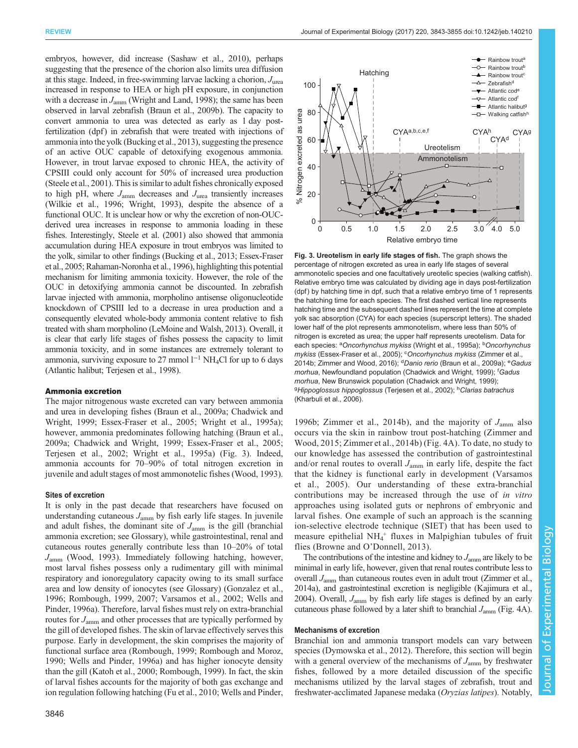embryos, however, did increase (Sashaw et al., 2010), perhaps suggesting that the presence of the chorion also limits urea diffusion at this stage. Indeed, in free-swimming larvae lacking a chorion, $J_{urea}$ increased in response to HEA or high pH exposure, in conjunction with a decrease in $J_{amm}$ (Wright and Land, 1998); the same has been observed in larval zebrafish (Braun et al., 2009b). The capacity to convert ammonia to urea was detected as early as 1 day post-fertilization (dpf) in zebrafish that were treated with injections of ammonia into the yolk (Bucking et al., 2013); suggesting the presence of an active OUC capable of detoxifying exogenous ammonia. However, in trout larvae exposed to chronic HEA, the activity of CPSIII could only account for 50% of increased urea production (Steele et al., 2001). This is similar to adult fishes chronically exposed to high pH, where $J_{amm}$ decreases and $J_{urea}$ transiently increases (Wilkie et al., 1996; Wright, 1993), despite the absence of a functional OUC. It is unclear how or why the excretion of non-OUC-derived urea increases in response to ammonia loading in these fishes. Interestingly, Steele et al. (2001) also showed that ammonia accumulation during HEA exposure in trout embryos was limited to the yolk, similar to other findings (Bucking et al., 2013; Essex-Fraser et al., 2005; Rahaman-Noronha et al., 1996), highlighting this potential mechanism for limiting ammonia toxicity. However, the role of the OUC in detoxifying ammonia cannot be discounted. In zebrafish larvae injected with ammonia, morpholino antisense oligonucleotide knockdown of CPSIII led to a decrease in urea production and a consequently elevated whole-body ammonia content relative to fish treated with sham morpholino (LeMoine and Walsh, 2013). Overall, it is clear that early life stages of fishes possess the capacity to limit ammonia toxicity, and in some instances are extremely tolerant to ammonia, surviving exposure to 27 mmol $l^{-1}$ $NH_4Cl$ for up to 6 days (Atlantic halibut; Terjesen et al., 1998).

## Ammonia excretion

The major nitrogenous waste excreted can vary between ammonia and urea in developing fishes (Braun et al., 2009a; Chadwick and Wright, 1999; Essex-Fraser et al., 2005; Wright et al., 1995a); however, ammonia predominates following hatching (Braun et al., 2009a; Chadwick and Wright, 1999; Essex-Fraser et al., 2005; Terjesen et al., 2002; Wright et al., 1995a) (Fig. 3). Indeed, ammonia accounts for 70–90% of total nitrogen excretion in juvenile and adult stages of most ammonotelic fishes (Wood, 1993).

### Sites of excretion

It is only in the past decade that researchers have focused on understanding cutaneous $J_{amm}$ by fish early life stages. In juvenile and adult fishes, the dominant site of $J_{amm}$ is the gill (branchial ammonia excretion; see Glossary), while gastrointestinal, renal and cutaneous routes generally contribute less than 10–20% of total $J_{amm}$ (Wood, 1993). Immediately following hatching, however, most larval fishes possess only a rudimentary gill with minimal respiratory and ionoregulatory capacity owing to its small surface area and low density of ionocytes (see Glossary) (Gonzalez et al., 1996; Rombough, 1999, 2007; Varsamos et al., 2002; Wells and Pinder, 1996a). Therefore, larval fishes must rely on extra-branchial routes for $J_{amm}$ and other processes that are typically performed by the gill of developed fishes. The skin of larvae effectively serves this purpose. Early in development, the skin comprises the majority of functional surface area (Rombough, 1999; Rombough and Moroz, 1990; Wells and Pinder, 1996a) and has higher ionocyte density than the gill (Katoh et al., 2000; Rombough, 1999). In fact, the skin of larval fishes accounts for the majority of both gas exchange and ion regulation following hatching (Fu et al., 2010; Wells and Pinder, 1996b; Zimmer et al., 2014b), and the majority of $J_{amm}$ also occurs via the skin in rainbow trout post-hatching (Zimmer and Wood, 2015; Zimmer et al., 2014b) (Fig. 4A). To date, no study to our knowledge has assessed the contribution of gastrointestinal and/or renal routes to overall $J_{amm}$ in early life, despite the fact that the kidney is functional early in development (Varsamos et al., 2005). Our understanding of these extra-branchial contributions may be increased through the use of *in vitro* approaches using isolated guts or nephrons of embryonic and larval fishes. One example of such an approach is the scanning ion-selective electrode technique (SIET) that has been used to measure epithelial $NH_4^+$ fluxes in Malpighian tubules of fruit flies (Browne and O'Donnell, 2013).

The contributions of the intestine and kidney to $J_{amm}$ are likely to be minimal in early life, however, given that renal routes contribute less to overall $J_{amm}$ than cutaneous routes even in adult trout (Zimmer et al., 2014a), and gastrointestinal excretion is negligible (Kajimura et al., 2004). Overall, $J_{amm}$ by fish early life stages is defined by an early cutaneous phase followed by a later shift to branchial $J_{amm}$ (Fig. 4A).

**Fig. 3. Ureotelism in early life stages of fish.** The graph shows the percentage of nitrogen excreted as urea in early life stages of several ammonotelic species and one facultatively ureotelic species (walking catfish). Relative embryo time was calculated by dividing age in days post-fertilization (dpf) by hatching time in dpf, such that a relative embryo time of 1 represents the hatching time for each species. The first dashed vertical line represents hatching time and the subsequent dashed lines represent the time at complete yolk sac absorption (CYA) for each species (superscript letters). The shaded lower half of the plot represents ammonotelism, where less than 50% of nitrogen is excreted as urea; the upper half represents ureotelism. Data for each species: [a]*Oncorhynchus mykiss* (Wright et al., 1995a); [b]*Oncorhynchus mykiss* (Essex-Fraser et al., 2005); [c]*Oncorhynchus mykiss* (Zimmer et al., 2014b; Zimmer and Wood, 2016); [d]*Danio rerio* (Braun et al., 2009a); [e]*Gadus morhua*, Newfoundland population (Chadwick and Wright, 1999); [f]*Gadus morhua*, New Brunswick population (Chadwick and Wright, 1999); [g]*Hippoglossus hippoglossus* (Terjesen et al., 2002); [h]*Clarias batrachus* (Kharbuli et al., 2006).

### Mechanisms of excretion

Branchial ion and ammonia transport models can vary between species (Dymowska et al., 2012). Therefore, this section will begin with a general overview of the mechanisms of $J_{amm}$ by freshwater fishes, followed by a more detailed discussion of the specific mechanisms utilized by the larval stages of zebrafish, trout and freshwater-acclimated Japanese medaka (*Oryzias latipes*). Notably,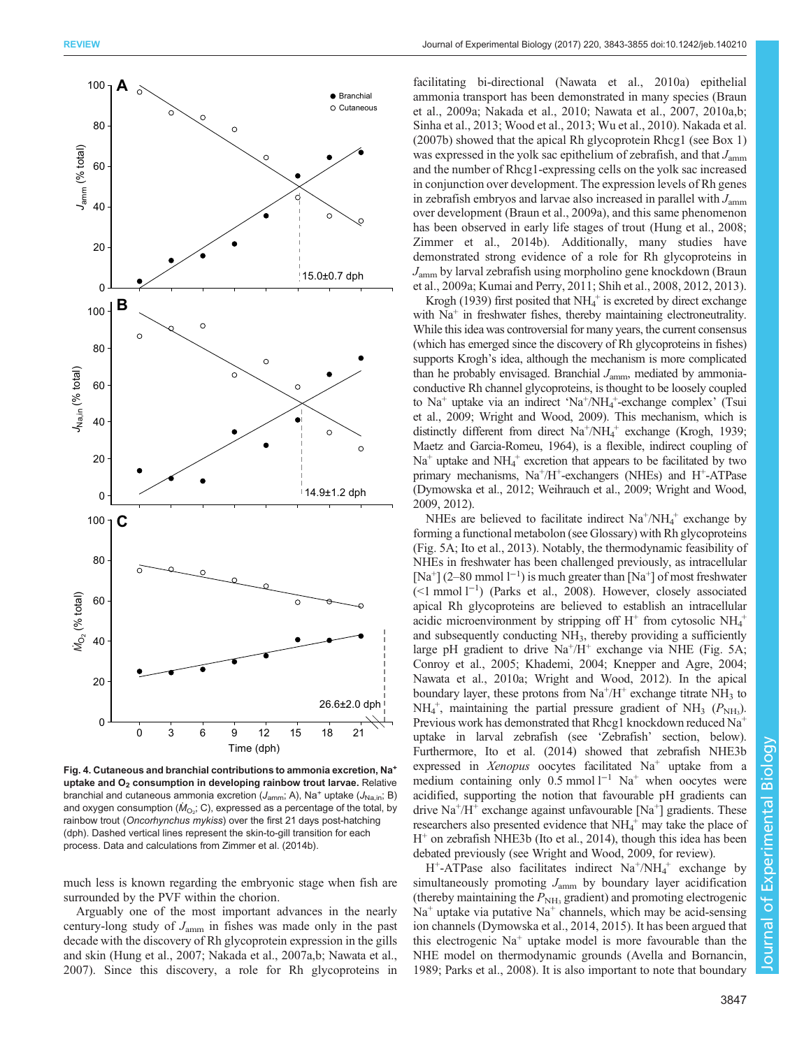Fig. 4. Cutaneous and branchial contributions to ammonia excretion, $Na^+$ uptake and $O_2$ consumption in developing rainbow trout larvae. Relative branchial and cutaneous ammonia excretion ($J_{amm}$; A), $Na^+$ uptake ($J_{Na,in}$; B) and oxygen consumption ($\dot{M}_{O_2}$; C), expressed as a percentage of the total, by rainbow trout (*Oncorhynchus mykiss*) over the first 21 days post-hatching (dph). Dashed vertical lines represent the skin-to-gill transition for each process. Data and calculations from Zimmer et al. (2014b).

much less is known regarding the embryonic stage when fish are surrounded by the PVF within the chorion.

Arguably one of the most important advances in the nearly century-long study of $J_{amm}$ in fishes was made only in the past decade with the discovery of Rh glycoprotein expression in the gills and skin (Hung et al., 2007; Nakada et al., 2007a,b; Nawata et al., 2007). Since this discovery, a role for Rh glycoproteins in facilitating bi-directional (Nawata et al., 2010a) epithelial ammonia transport has been demonstrated in many species (Braun et al., 2009a; Nakada et al., 2010; Nawata et al., 2007, 2010a,b; Sinha et al., 2013; Wood et al., 2013; Wu et al., 2010). Nakada et al. (2007b) showed that the apical Rh glycoprotein Rhcg1 (see Box 1) was expressed in the yolk sac epithelium of zebrafish, and that $J_{amm}$ and the number of Rhcg1-expressing cells on the yolk sac increased in conjunction over development. The expression levels of Rh genes in zebrafish embryos and larvae also increased in parallel with $J_{amm}$ over development (Braun et al., 2009a), and this same phenomenon has been observed in early life stages of trout (Hung et al., 2008; Zimmer et al., 2014b). Additionally, many studies have demonstrated strong evidence of a role for Rh glycoproteins in $J_{amm}$ by larval zebrafish using morpholino gene knockdown (Braun et al., 2009a; Kumai and Perry, 2011; Shih et al., 2008, 2012, 2013).

Krogh (1939) first posited that $NH_4^+$ is excreted by direct exchange with $Na^+$ in freshwater fishes, thereby maintaining electroneutrality. While this idea was controversial for many years, the current consensus (which has emerged since the discovery of Rh glycoproteins in fishes) supports Krogh's idea, although the mechanism is more complicated than he probably envisaged. Branchial $J_{amm}$, mediated by ammonia-conductive Rh channel glycoproteins, is thought to be loosely coupled to $Na^+$ uptake via an indirect '$Na^+/NH_4^+$-exchange complex' (Tsui et al., 2009; Wright and Wood, 2009). This mechanism, which is distinctly different from direct $Na^+/NH_4^+$ exchange (Krogh, 1939; Maetz and Garcia-Romeu, 1964), is a flexible, indirect coupling of $Na^+$ uptake and $NH_4^+$ excretion that appears to be facilitated by two primary mechanisms, $Na^+/H^+$-exchangers (NHEs) and $H^+$-ATPase (Dymowska et al., 2012; Weihrauch et al., 2009; Wright and Wood, 2009, 2012).

NHEs are believed to facilitate indirect $Na^+/NH_4^+$ exchange by forming a functional metabolon (see Glossary) with Rh glycoproteins (Fig. 5A; Ito et al., 2013). Notably, the thermodynamic feasibility of NHEs in freshwater has been challenged previously, as intracellular $[Na^+]$ (2–80 mmol $l^{-1}$) is much greater than $[Na^+]$ of most freshwater (<1 mmol $l^{-1}$) (Parks et al., 2008). However, closely associated apical Rh glycoproteins are believed to establish an intracellular acidic microenvironment by stripping off $H^+$ from cytosolic $NH_4^+$ and subsequently conducting $NH_3$, thereby providing a sufficiently large pH gradient to drive $Na^+/H^+$ exchange via NHE (Fig. 5A; Conroy et al., 2005; Khademi, 2004; Knepper and Agre, 2004; Nawata et al., 2010a; Wright and Wood, 2012). In the apical boundary layer, these protons from $Na^+/H^+$ exchange titrate $NH_3$ to $NH_4^+$, maintaining the partial pressure gradient of $NH_3$ ($P_{NH_3}$). Previous work has demonstrated that Rhcg1 knockdown reduced $Na^+$ uptake in larval zebrafish (see 'Zebrafish' section, below). Furthermore, Ito et al. (2014) showed that zebrafish NHE3b expressed in *Xenopus* oocytes facilitated $Na^+$ uptake from a medium containing only 0.5 mmol $l^{-1}$ $Na^+$ when oocytes were acidified, supporting the notion that favourable pH gradients can drive $Na^+/H^+$ exchange against unfavourable $[Na^+]$ gradients. These researchers also presented evidence that $NH_4^+$ may take the place of $H^+$ on zebrafish NHE3b (Ito et al., 2014), though this idea has been debated previously (see Wright and Wood, 2009, for review).

$H^+$-ATPase also facilitates indirect $Na^+/NH_4^+$ exchange by simultaneously promoting $J_{amm}$ by boundary layer acidification (thereby maintaining the $P_{NH_3}$ gradient) and promoting electrogenic $Na^+$ uptake via putative $Na^+$ channels, which may be acid-sensing ion channels (Dymowska et al., 2014, 2015). It has been argued that this electrogenic $Na^+$ uptake model is more favourable than the NHE model on thermodynamic grounds (Avella and Bornancin, 1989; Parks et al., 2008). It is also important to note that boundary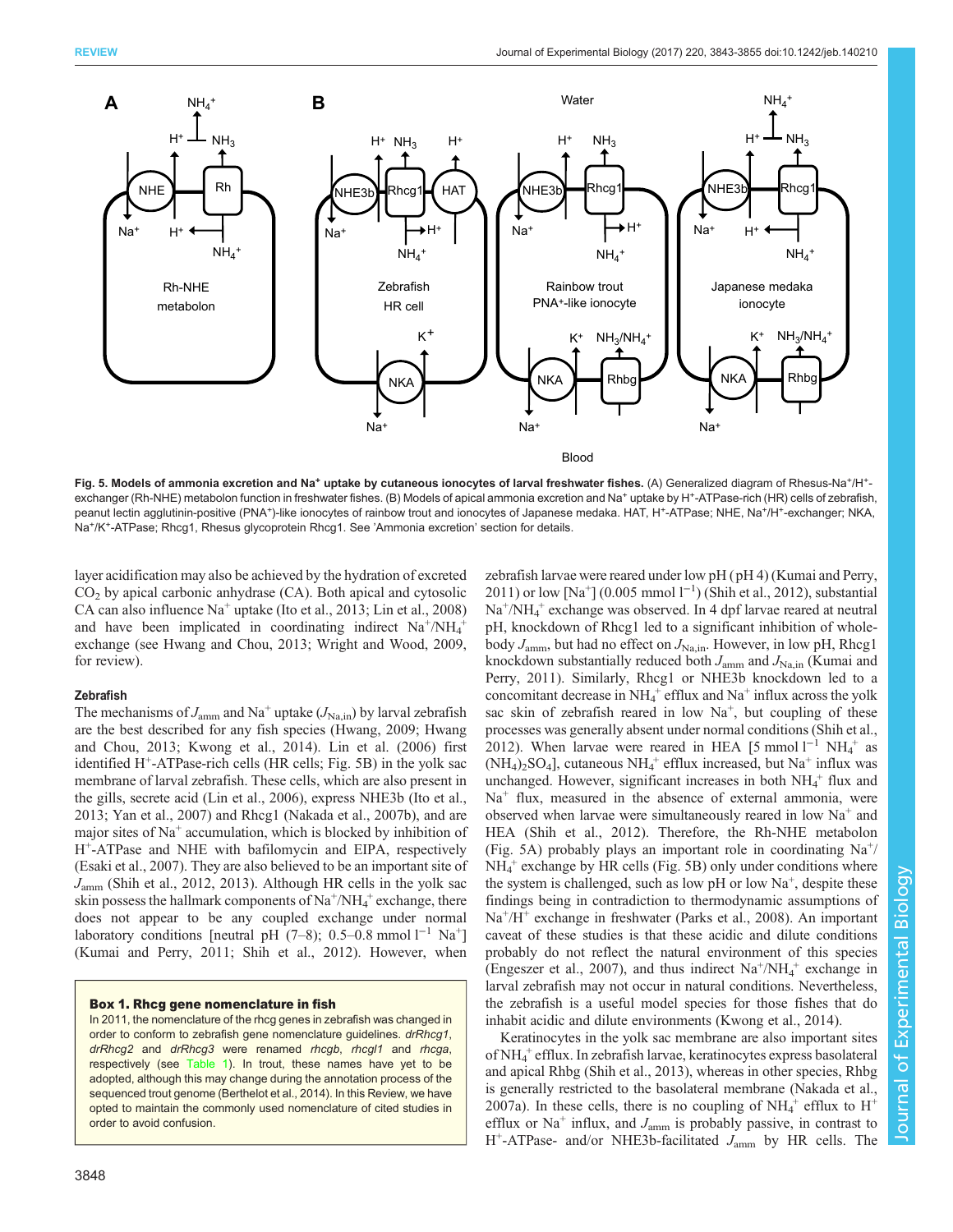Fig. 5. Models of ammonia excretion and $Na^+$ uptake by cutaneous ionocytes of larval freshwater fishes. (A) Generalized diagram of Rhesus-$Na^+$/$H^+$-exchanger (Rh-NHE) metabolon function in freshwater fishes. (B) Models of apical ammonia excretion and $Na^+$ uptake by $H^+$-ATPase-rich (HR) cells of zebrafish, peanut lectin agglutinin-positive ($PNA^+$)-like ionocytes of rainbow trout and ionocytes of Japanese medaka. HAT, $H^+$-ATPase; NHE, $Na^+$/$H^+$-exchanger; NKA, $Na^+$/$K^+$-ATPase; Rhcg1, Rhesus glycoprotein Rhcg1. See 'Ammonia excretion' section for details.

layer acidification may also be achieved by the hydration of excreted $CO_2$ by apical carbonic anhydrase (CA). Both apical and cytosolic CA can also influence $Na^+$ uptake (Ito et al., 2013; Lin et al., 2008) and have been implicated in coordinating indirect $Na^+$/$NH_4^+$ exchange (see Hwang and Chou, 2013; Wright and Wood, 2009, for review).

#### Zebrafish

The mechanisms of $J_{amm}$ and $Na^+$ uptake ($J_{Na,in}$) by larval zebrafish are the best described for any fish species (Hwang, 2009; Hwang and Chou, 2013; Kwong et al., 2014). Lin et al. (2006) first identified $H^+$-ATPase-rich cells (HR cells; Fig. 5B) in the yolk sac membrane of larval zebrafish. These cells, which are also present in the gills, secrete acid (Lin et al., 2006), express NHE3b (Ito et al., 2013; Yan et al., 2007) and Rhcg1 (Nakada et al., 2007b), and are major sites of $Na^+$ accumulation, which is blocked by inhibition of $H^+$-ATPase and NHE with bafilomycin and EIPA, respectively (Esaki et al., 2007). They are also believed to be an important site of $J_{amm}$ (Shih et al., 2012, 2013). Although HR cells in the yolk sac skin possess the hallmark components of $Na^+$/$NH_4^+$ exchange, there does not appear to be any coupled exchange under normal laboratory conditions [neutral pH (7–8); 0.5–0.8 mmol $l^{-1}$ $Na^+$] (Kumai and Perry, 2011; Shih et al., 2012). However, when zebrafish larvae were reared under low pH (pH 4) (Kumai and Perry, 2011) or low [$Na^+$] (0.005 mmol $l^{-1}$) (Shih et al., 2012), substantial $Na^+$/$NH_4^+$ exchange was observed. In 4 dpf larvae reared at neutral pH, knockdown of Rhcg1 led to a significant inhibition of whole-body $J_{amm}$, but had no effect on $J_{Na,in}$. However, in low pH, Rhcg1 knockdown substantially reduced both $J_{amm}$ and $J_{Na,in}$ (Kumai and Perry, 2011). Similarly, Rhcg1 or NHE3b knockdown led to a concomitant decrease in $NH_4^+$ efflux and $Na^+$ influx across the yolk sac skin of zebrafish reared in low $Na^+$, but coupling of these processes was generally absent under normal conditions (Shih et al., 2012). When larvae were reared in HEA [5 mmol $l^{-1}$ $NH_4^+$ as $(NH_4)_2SO_4$], cutaneous $NH_4^+$ efflux increased, but $Na^+$ influx was unchanged. However, significant increases in both $NH_4^+$ flux and $Na^+$ flux, measured in the absence of external ammonia, were observed when larvae were simultaneously reared in low $Na^+$ and HEA (Shih et al., 2012). Therefore, the Rh-NHE metabolon (Fig. 5A) probably plays an important role in coordinating $Na^+$/$NH_4^+$ exchange by HR cells (Fig. 5B) only under conditions where the system is challenged, such as low pH or low $Na^+$, despite these findings being in contradiction to thermodynamic assumptions of $Na^+$/$H^+$ exchange in freshwater (Parks et al., 2008). An important caveat of these studies is that these acidic and dilute conditions probably do not reflect the natural environment of this species (Engeszer et al., 2007), and thus indirect $Na^+$/$NH_4^+$ exchange in larval zebrafish may not occur in natural conditions. Nevertheless, the zebrafish is a useful model species for those fishes that do inhabit acidic and dilute environments (Kwong et al., 2014).

Keratinocytes in the yolk sac membrane are also important sites of $NH_4^+$ efflux. In zebrafish larvae, keratinocytes express basolateral and apical Rhbg (Shih et al., 2013), whereas in other species, Rhbg is generally restricted to the basolateral membrane (Nakada et al., 2007a). In these cells, there is no coupling of $NH_4^+$ efflux to $H^+$ efflux or $Na^+$ influx, and $J_{amm}$ is probably passive, in contrast to $H^+$-ATPase- and/or NHE3b-facilitated $J_{amm}$ by HR cells. The

**Box 1. Rhcg gene nomenclature in fish**

In 2011, the nomenclature of the rhcg genes in zebrafish was changed in order to conform to zebrafish gene nomenclature guidelines. *drRhcg1*, *drRhcg2* and *drRhcg3* were renamed *rhcgb*, *rhcgl1* and *rhcga*, respectively (see Table 1). In trout, these names have yet to be adopted, although this may change during the annotation process of the sequenced trout genome (Berthelot et al., 2014). In this Review, we have opted to maintain the commonly used nomenclature of cited studies in order to avoid confusion.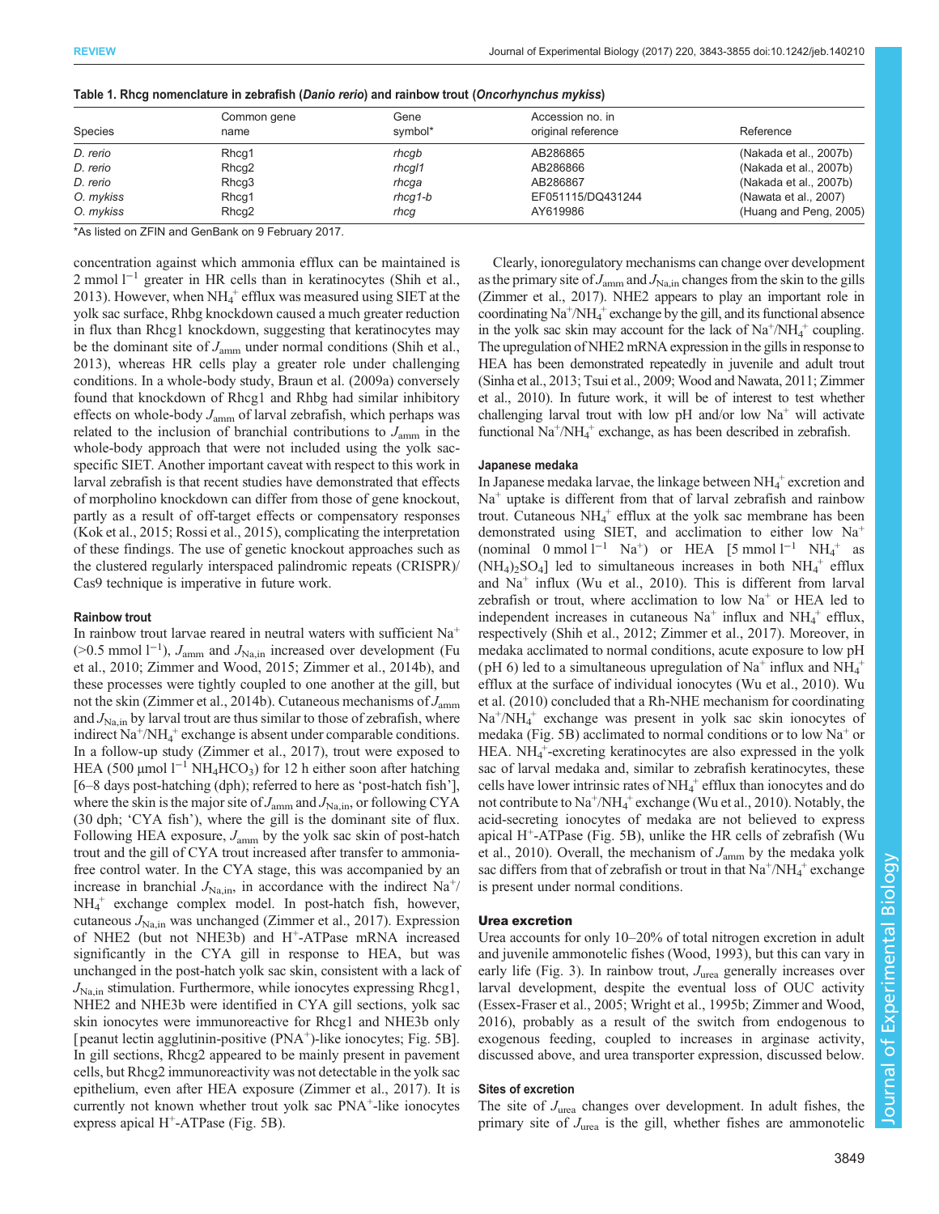**Table 1. Rhcg nomenclature in zebrafish (*Danio rerio*) and rainbow trout (*Oncorhynchus mykiss*)**

| Species | Common gene name | Gene symbol* | Accession no. in original reference | Reference |
|---|---|---|---|---|
| *D. rerio* | Rhcg1 | *rhcgb* | AB286865 | (Nakada et al., 2007b) |
| *D. rerio* | Rhcg2 | *rhcgl1* | AB286866 | (Nakada et al., 2007b) |
| *D. rerio* | Rhcg3 | *rhcga* | AB286867 | (Nakada et al., 2007b) |
| *O. mykiss* | Rhcg1 | *rhcg1-b* | EF051115/DQ431244 | (Nawata et al., 2007) |
| *O. mykiss* | Rhcg2 | *rhcg* | AY619986 | (Huang and Peng, 2005) |

*As listed on ZFIN and GenBank on 9 February 2017.

concentration against which ammonia efflux can be maintained is 2 mmol $l^{-1}$ greater in HR cells than in keratinocytes (Shih et al., 2013). However, when $NH_4^+$ efflux was measured using SIET at the yolk sac surface, Rhbg knockdown caused a much greater reduction in flux than Rhcg1 knockdown, suggesting that keratinocytes may be the dominant site of $J_{amm}$ under normal conditions (Shih et al., 2013), whereas HR cells play a greater role under challenging conditions. In a whole-body study, Braun et al. (2009a) conversely found that knockdown of Rhcg1 and Rhbg had similar inhibitory effects on whole-body $J_{amm}$ of larval zebrafish, which perhaps was related to the inclusion of branchial contributions to $J_{amm}$ in the whole-body approach that were not included using the yolk sac-specific SIET. Another important caveat with respect to this work in larval zebrafish is that recent studies have demonstrated that effects of morpholino knockdown can differ from those of gene knockout, partly as a result of off-target effects or compensatory responses (Kok et al., 2015; Rossi et al., 2015), complicating the interpretation of these findings. The use of genetic knockout approaches such as the clustered regularly interspaced palindromic repeats (CRISPR)/Cas9 technique is imperative in future work.

#### Rainbow trout

In rainbow trout larvae reared in neutral waters with sufficient $Na^+$ (>0.5 mmol $l^{-1}$), $J_{amm}$ and $J_{Na,in}$ increased over development (Fu et al., 2010; Zimmer and Wood, 2015; Zimmer et al., 2014b), and these processes were tightly coupled to one another at the gill, but not the skin (Zimmer et al., 2014b). Cutaneous mechanisms of $J_{amm}$ and $J_{Na,in}$ by larval trout are thus similar to those of zebrafish, where indirect $Na^+/NH_4^+$ exchange is absent under comparable conditions. In a follow-up study (Zimmer et al., 2017), trout were exposed to HEA (500 µmol $l^{-1}$ $NH_4HCO_3$) for 12 h either soon after hatching [6–8 days post-hatching (dph); referred to here as 'post-hatch fish'], where the skin is the major site of $J_{amm}$ and $J_{Na,in}$, or following CYA (30 dph; 'CYA fish'), where the gill is the dominant site of flux. Following HEA exposure, $J_{amm}$ by the yolk sac skin of post-hatch trout and the gill of CYA trout increased after transfer to ammonia-free control water. In the CYA stage, this was accompanied by an increase in branchial $J_{Na,in}$, in accordance with the indirect $Na^+/NH_4^+$ exchange complex model. In post-hatch fish, however, cutaneous $J_{Na,in}$ was unchanged (Zimmer et al., 2017). Expression of NHE2 (but not NHE3b) and $H^+$-ATPase mRNA increased significantly in the CYA gill in response to HEA, but was unchanged in the post-hatch yolk sac skin, consistent with a lack of $J_{Na,in}$ stimulation. Furthermore, while ionocytes expressing Rhcg1, NHE2 and NHE3b were identified in CYA gill sections, yolk sac skin ionocytes were immunoreactive for Rhcg1 and NHE3b only [peanut lectin agglutinin-positive ($PNA^+$)-like ionocytes; Fig. 5B]. In gill sections, Rhcg2 appeared to be mainly present in pavement cells, but Rhcg2 immunoreactivity was not detectable in the yolk sac epithelium, even after HEA exposure (Zimmer et al., 2017). It is currently not known whether trout yolk sac $PNA^+$-like ionocytes express apical $H^+$-ATPase (Fig. 5B).

Clearly, ionoregulatory mechanisms can change over development as the primary site of $J_{amm}$ and $J_{Na,in}$ changes from the skin to the gills (Zimmer et al., 2017). NHE2 appears to play an important role in coordinating $Na^+/NH_4^+$ exchange by the gill, and its functional absence in the yolk sac skin may account for the lack of $Na^+/NH_4^+$ coupling. The upregulation of NHE2 mRNA expression in the gills in response to HEA has been demonstrated repeatedly in juvenile and adult trout (Sinha et al., 2013; Tsui et al., 2009; Wood and Nawata, 2011; Zimmer et al., 2010). In future work, it will be of interest to test whether challenging larval trout with low pH and/or low $Na^+$ will activate functional $Na^+/NH_4^+$ exchange, as has been described in zebrafish.

#### Japanese medaka

In Japanese medaka larvae, the linkage between $NH_4^+$ excretion and $Na^+$ uptake is different from that of larval zebrafish and rainbow trout. Cutaneous $NH_4^+$ efflux at the yolk sac membrane has been demonstrated using SIET, and acclimation to either low $Na^+$ (nominal 0 mmol $l^{-1}$ $Na^+$) or HEA [5 mmol $l^{-1}$ $NH_4^+$ as $(NH_4)_2SO_4$] led to simultaneous increases in both $NH_4^+$ efflux and $Na^+$ influx (Wu et al., 2010). This is different from larval zebrafish or trout, where acclimation to low $Na^+$ or HEA led to independent increases in cutaneous $Na^+$ influx and $NH_4^+$ efflux, respectively (Shih et al., 2012; Zimmer et al., 2017). Moreover, in medaka acclimated to normal conditions, acute exposure to low pH (pH 6) led to a simultaneous upregulation of $Na^+$ influx and $NH_4^+$ efflux at the surface of individual ionocytes (Wu et al., 2010). Wu et al. (2010) concluded that a Rh-NHE mechanism for coordinating $Na^+/NH_4^+$ exchange was present in yolk sac skin ionocytes of medaka (Fig. 5B) acclimated to normal conditions or to low $Na^+$ or HEA. $NH_4^+$-excreting keratinocytes are also expressed in the yolk sac of larval medaka and, similar to zebrafish keratinocytes, these cells have lower intrinsic rates of $NH_4^+$ efflux than ionocytes and do not contribute to $Na^+/NH_4^+$ exchange (Wu et al., 2010). Notably, the acid-secreting ionocytes of medaka are not believed to express apical $H^+$-ATPase (Fig. 5B), unlike the HR cells of zebrafish (Wu et al., 2010). Overall, the mechanism of $J_{amm}$ by the medaka yolk sac differs from that of zebrafish or trout in that $Na^+/NH_4^+$ exchange is present under normal conditions.

### Urea excretion

Urea accounts for only 10–20% of total nitrogen excretion in adult and juvenile ammonotelic fishes (Wood, 1993), but this can vary in early life (Fig. 3). In rainbow trout, $J_{urea}$ generally increases over larval development, despite the eventual loss of OUC activity (Essex-Fraser et al., 2005; Wright et al., 1995b; Zimmer and Wood, 2016), probably as a result of the switch from endogenous to exogenous feeding, coupled to increases in arginase activity, discussed above, and urea transporter expression, discussed below.

#### Sites of excretion

The site of $J_{urea}$ changes over development. In adult fishes, the primary site of $J_{urea}$ is the gill, whether fishes are ammonotelic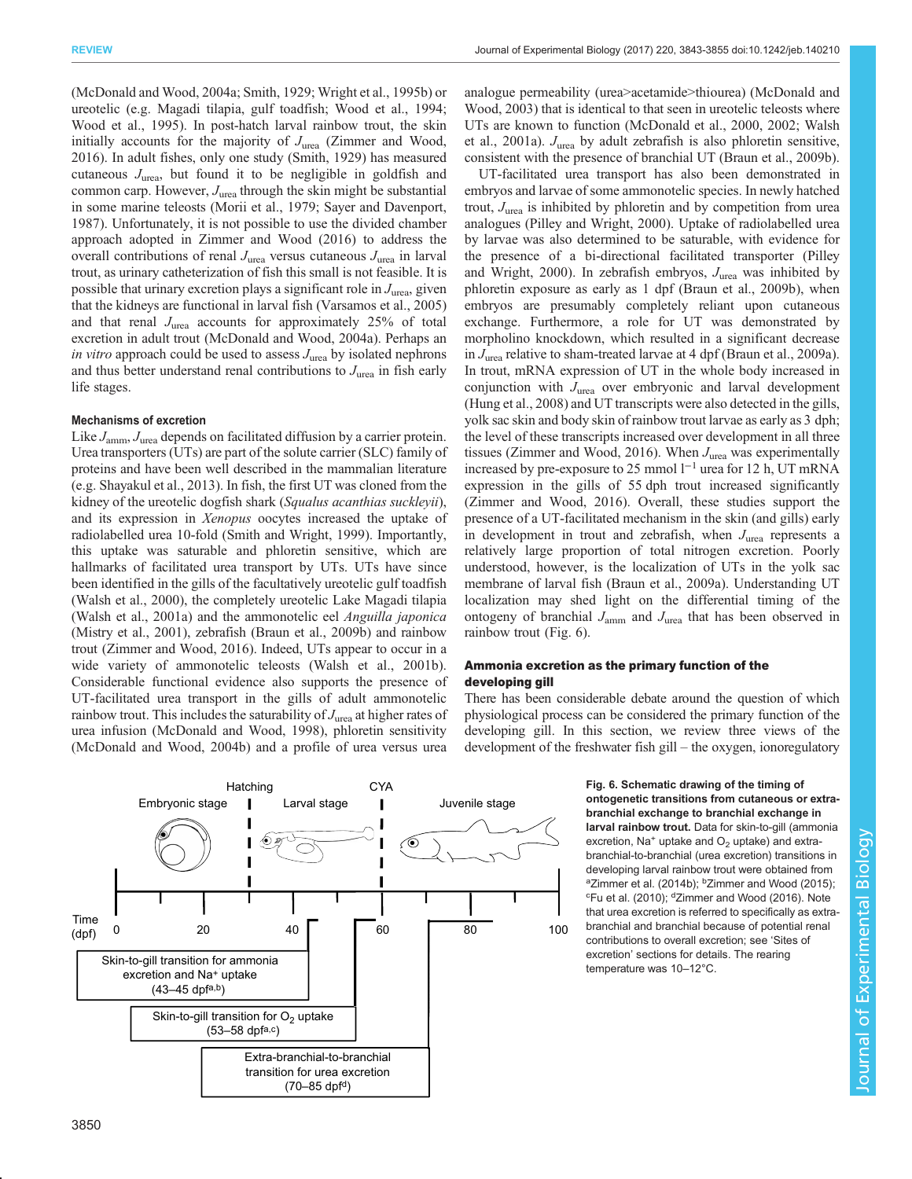(McDonald and Wood, 2004a; Smith, 1929; Wright et al., 1995b) or ureotelic (e.g. Magadi tilapia, gulf toadfish; Wood et al., 1994; Wood et al., 1995). In post-hatch larval rainbow trout, the skin initially accounts for the majority of $J_{urea}$ (Zimmer and Wood, 2016). In adult fishes, only one study (Smith, 1929) has measured cutaneous $J_{urea}$, but found it to be negligible in goldfish and common carp. However, $J_{urea}$ through the skin might be substantial in some marine teleosts (Morii et al., 1979; Sayer and Davenport, 1987). Unfortunately, it is not possible to use the divided chamber approach adopted in Zimmer and Wood (2016) to address the overall contributions of renal $J_{urea}$ versus cutaneous $J_{urea}$ in larval trout, as urinary catheterization of fish this small is not feasible. It is possible that urinary excretion plays a significant role in $J_{urea}$, given that the kidneys are functional in larval fish (Varsamos et al., 2005) and that renal $J_{urea}$ accounts for approximately 25% of total excretion in adult trout (McDonald and Wood, 2004a). Perhaps an *in vitro* approach could be used to assess $J_{urea}$ by isolated nephrons and thus better understand renal contributions to $J_{urea}$ in fish early life stages.

### Mechanisms of excretion

Like $J_{amm}$, $J_{urea}$ depends on facilitated diffusion by a carrier protein. Urea transporters (UTs) are part of the solute carrier (SLC) family of proteins and have been well described in the mammalian literature (e.g. Shayakul et al., 2013). In fish, the first UT was cloned from the kidney of the ureotelic dogfish shark (*Squalus acanthias suckleyii*), and its expression in *Xenopus* oocytes increased the uptake of radiolabelled urea 10-fold (Smith and Wright, 1999). Importantly, this uptake was saturable and phloretin sensitive, which are hallmarks of facilitated urea transport by UTs. UTs have since been identified in the gills of the facultatively ureotelic gulf toadfish (Walsh et al., 2000), the completely ureotelic Lake Magadi tilapia (Walsh et al., 2001a) and the ammonotelic eel *Anguilla japonica* (Mistry et al., 2001), zebrafish (Braun et al., 2009b) and rainbow trout (Zimmer and Wood, 2016). Indeed, UTs appear to occur in a wide variety of ammonotelic teleosts (Walsh et al., 2001b). Considerable functional evidence also supports the presence of UT-facilitated urea transport in the gills of adult ammonotelic rainbow trout. This includes the saturability of $J_{urea}$ at higher rates of urea infusion (McDonald and Wood, 1998), phloretin sensitivity (McDonald and Wood, 2004b) and a profile of urea versus urea analogue permeability (urea>acetamide>thiourea) (McDonald and Wood, 2003) that is identical to that seen in ureotelic teleosts where UTs are known to function (McDonald et al., 2000, 2002; Walsh et al., 2001a). $J_{urea}$ by adult zebrafish is also phloretin sensitive, consistent with the presence of branchial UT (Braun et al., 2009b).

UT-facilitated urea transport has also been demonstrated in embryos and larvae of some ammonotelic species. In newly hatched trout, $J_{urea}$ is inhibited by phloretin and by competition from urea analogues (Pilley and Wright, 2000). Uptake of radiolabelled urea by larvae was also determined to be saturable, with evidence for the presence of a bi-directional facilitated transporter (Pilley and Wright, 2000). In zebrafish embryos, $J_{urea}$ was inhibited by phloretin exposure as early as 1 dpf (Braun et al., 2009b), when embryos are presumably completely reliant upon cutaneous exchange. Furthermore, a role for UT was demonstrated by morpholino knockdown, which resulted in a significant decrease in $J_{urea}$ relative to sham-treated larvae at 4 dpf (Braun et al., 2009a). In trout, mRNA expression of UT in the whole body increased in conjunction with $J_{urea}$ over embryonic and larval development (Hung et al., 2008) and UT transcripts were also detected in the gills, yolk sac skin and body skin of rainbow trout larvae as early as 3 dph; the level of these transcripts increased over development in all three tissues (Zimmer and Wood, 2016). When $J_{urea}$ was experimentally increased by pre-exposure to 25 mmol $l^{-1}$ urea for 12 h, UT mRNA expression in the gills of 55 dph trout increased significantly (Zimmer and Wood, 2016). Overall, these studies support the presence of a UT-facilitated mechanism in the skin (and gills) early in development in trout and zebrafish, when $J_{urea}$ represents a relatively large proportion of total nitrogen excretion. Poorly understood, however, is the localization of UTs in the yolk sac membrane of larval fish (Braun et al., 2009a). Understanding UT localization may shed light on the differential timing of the ontogeny of branchial $J_{amm}$ and $J_{urea}$ that has been observed in rainbow trout (Fig. 6).

## Ammonia excretion as the primary function of the developing gill

There has been considerable debate around the question of which physiological process can be considered the primary function of the developing gill. In this section, we review three views of the development of the freshwater fish gill – the oxygen, ionoregulatory

**Fig. 6. Schematic drawing of the timing of ontogenetic transitions from cutaneous or extra-branchial exchange to branchial exchange in larval rainbow trout.** Data for skin-to-gill (ammonia excretion, $Na^+$ uptake and $O_2$ uptake) and extra-branchial-to-branchial (urea excretion) transitions in developing larval rainbow trout were obtained from [a]Zimmer et al. (2014b); [b]Zimmer and Wood (2015); [c]Fu et al. (2010); [d]Zimmer and Wood (2016). Note that urea excretion is referred to specifically as extra-branchial and branchial because of potential renal contributions to overall excretion; see 'Sites of excretion' sections for details. The rearing temperature was 10–12°C.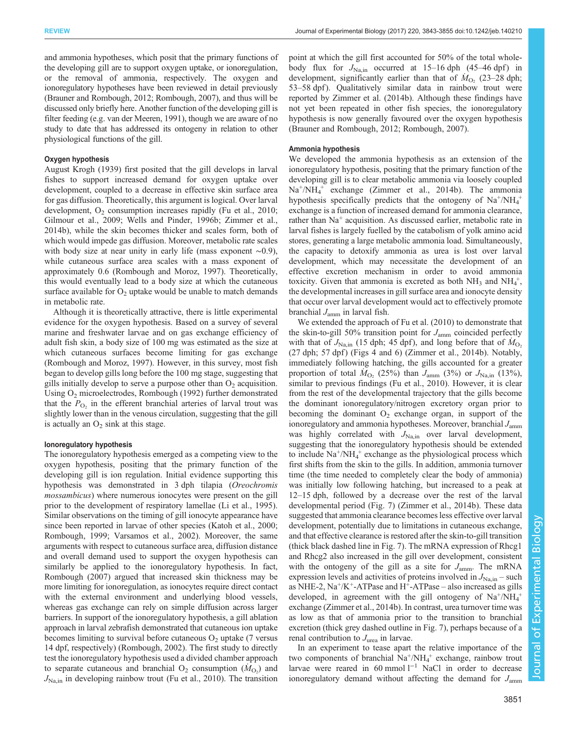and ammonia hypotheses, which posit that the primary functions of the developing gill are to support oxygen uptake, or ionoregulation, or the removal of ammonia, respectively. The oxygen and ionoregulatory hypotheses have been reviewed in detail previously (Brauner and Rombough, 2012; Rombough, 2007), and thus will be discussed only briefly here. Another function of the developing gill is filter feeding (e.g. van der Meeren, 1991), though we are aware of no study to date that has addressed its ontogeny in relation to other physiological functions of the gill.

#### Oxygen hypothesis

August Krogh (1939) first posited that the gill develops in larval fishes to support increased demand for oxygen uptake over development, coupled to a decrease in effective skin surface area for gas diffusion. Theoretically, this argument is logical. Over larval development, $O_2$ consumption increases rapidly (Fu et al., 2010; Gilmour et al., 2009; Wells and Pinder, 1996b; Zimmer et al., 2014b), while the skin becomes thicker and scales form, both of which would impede gas diffusion. Moreover, metabolic rate scales with body size at near unity in early life (mass exponent ~0.9), while cutaneous surface area scales with a mass exponent of approximately 0.6 (Rombough and Moroz, 1997). Theoretically, this would eventually lead to a body size at which the cutaneous surface available for $O_2$ uptake would be unable to match demands in metabolic rate.

Although it is theoretically attractive, there is little experimental evidence for the oxygen hypothesis. Based on a survey of several marine and freshwater larvae and on gas exchange efficiency of adult fish skin, a body size of 100 mg was estimated as the size at which cutaneous surfaces become limiting for gas exchange (Rombough and Moroz, 1997). However, in this survey, most fish began to develop gills long before the 100 mg stage, suggesting that gills initially develop to serve a purpose other than $O_2$ acquisition. Using $O_2$ microelectrodes, Rombough (1992) further demonstrated that the $P_{O_2}$ in the efferent branchial arteries of larval trout was slightly lower than in the venous circulation, suggesting that the gill is actually an $O_2$ sink at this stage.

#### Ionoregulatory hypothesis

The ionoregulatory hypothesis emerged as a competing view to the oxygen hypothesis, positing that the primary function of the developing gill is ion regulation. Initial evidence supporting this hypothesis was demonstrated in 3 dph tilapia (*Oreochromis mossambicus*) where numerous ionocytes were present on the gill prior to the development of respiratory lamellae (Li et al., 1995). Similar observations on the timing of gill ionocyte appearance have since been reported in larvae of other species (Katoh et al., 2000; Rombough, 1999; Varsamos et al., 2002). Moreover, the same arguments with respect to cutaneous surface area, diffusion distance and overall demand used to support the oxygen hypothesis can similarly be applied to the ionoregulatory hypothesis. In fact, Rombough (2007) argued that increased skin thickness may be more limiting for ionoregulation, as ionocytes require direct contact with the external environment and underlying blood vessels, whereas gas exchange can rely on simple diffusion across larger barriers. In support of the ionoregulatory hypothesis, a gill ablation approach in larval zebrafish demonstrated that cutaneous ion uptake becomes limiting to survival before cutaneous $O_2$ uptake (7 versus 14 dpf, respectively) (Rombough, 2002). The first study to directly test the ionoregulatory hypothesis used a divided chamber approach to separate cutaneous and branchial $O_2$ consumption ($\dot{M}_{O_2}$) and $J_{Na,in}$ in developing rainbow trout (Fu et al., 2010). The transition point at which the gill first accounted for 50% of the total whole-body flux for $J_{Na,in}$ occurred at 15–16 dph (45–46 dpf) in development, significantly earlier than that of $\dot{M}_{O_2}$ (23–28 dph; 53–58 dpf). Qualitatively similar data in rainbow trout were reported by Zimmer et al. (2014b). Although these findings have not yet been repeated in other fish species, the ionoregulatory hypothesis is now generally favoured over the oxygen hypothesis (Brauner and Rombough, 2012; Rombough, 2007).

#### Ammonia hypothesis

We developed the ammonia hypothesis as an extension of the ionoregulatory hypothesis, positing that the primary function of the developing gill is to clear metabolic ammonia via loosely coupled $Na^+/NH_4^+$ exchange (Zimmer et al., 2014b). The ammonia hypothesis specifically predicts that the ontogeny of $Na^+/NH_4^+$ exchange is a function of increased demand for ammonia clearance, rather than $Na^+$ acquisition. As discussed earlier, metabolic rate in larval fishes is largely fuelled by the catabolism of yolk amino acid stores, generating a large metabolic ammonia load. Simultaneously, the capacity to detoxify ammonia as urea is lost over larval development, which may necessitate the development of an effective excretion mechanism in order to avoid ammonia toxicity. Given that ammonia is excreted as both $NH_3$ and $NH_4^+$, the developmental increases in gill surface area and ionocyte density that occur over larval development would act to effectively promote branchial $J_{amm}$ in larval fish.

We extended the approach of Fu et al. (2010) to demonstrate that the skin-to-gill 50% transition point for $J_{amm}$ coincided perfectly with that of $J_{Na,in}$ (15 dph; 45 dpf), and long before that of $\dot{M}_{O_2}$ (27 dph; 57 dpf) (Figs 4 and 6) (Zimmer et al., 2014b). Notably, immediately following hatching, the gills accounted for a greater proportion of total $\dot{M}_{O_2}$ (25%) than $J_{amm}$ (3%) or $J_{Na,in}$ (13%), similar to previous findings (Fu et al., 2010). However, it is clear from the rest of the developmental trajectory that the gills become the dominant ionoregulatory/nitrogen excretory organ prior to becoming the dominant $O_2$ exchange organ, in support of the ionoregulatory and ammonia hypotheses. Moreover, branchial $J_{amm}$ was highly correlated with $J_{Na,in}$ over larval development, suggesting that the ionoregulatory hypothesis should be extended to include $Na^+/NH_4^+$ exchange as the physiological process which first shifts from the skin to the gills. In addition, ammonia turnover time (the time needed to completely clear the body of ammonia) was initially low following hatching, but increased to a peak at 12–15 dph, followed by a decrease over the rest of the larval developmental period (Fig. 7) (Zimmer et al., 2014b). These data suggested that ammonia clearance becomes less effective over larval development, potentially due to limitations in cutaneous exchange, and that effective clearance is restored after the skin-to-gill transition (thick black dashed line in Fig. 7). The mRNA expression of Rhcg1 and Rhcg2 also increased in the gill over development, consistent with the ontogeny of the gill as a site for $J_{amm}$. The mRNA expression levels and activities of proteins involved in $J_{Na,in}$ – such as NHE-2, $Na^+/K^+$-ATPase and $H^+$-ATPase – also increased as gills developed, in agreement with the gill ontogeny of $Na^+/NH_4^+$ exchange (Zimmer et al., 2014b). In contrast, urea turnover time was as low as that of ammonia prior to the transition to branchial excretion (thick grey dashed outline in Fig. 7), perhaps because of a renal contribution to $J_{urea}$ in larvae.

In an experiment to tease apart the relative importance of the two components of branchial $Na^+/NH_4^+$ exchange, rainbow trout larvae were reared in 60 mmol $l^{-1}$ NaCl in order to decrease ionoregulatory demand without affecting the demand for $J_{amm}$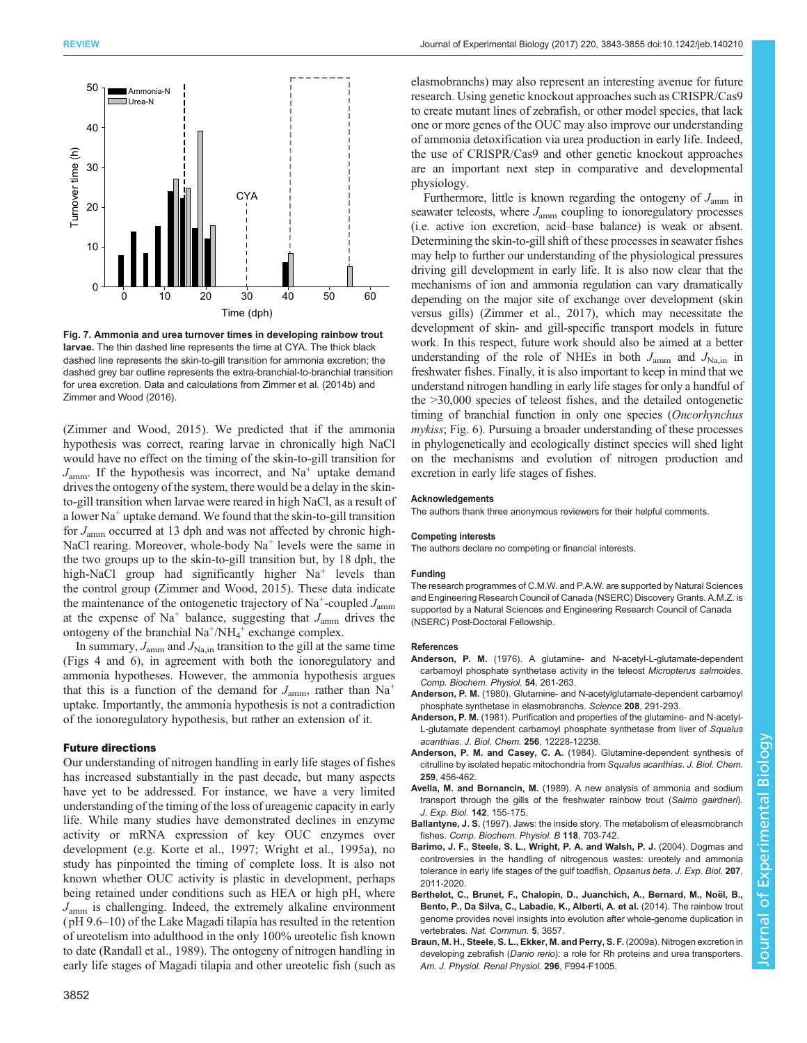**Fig. 7. Ammonia and urea turnover times in developing rainbow trout larvae.** The thin dashed line represents the time at CYA. The thick black dashed line represents the skin-to-gill transition for ammonia excretion; the dashed grey bar outline represents the extra-branchial-to-branchial transition for urea excretion. Data and calculations from Zimmer et al. (2014b) and Zimmer and Wood (2016).

(Zimmer and Wood, 2015). We predicted that if the ammonia hypothesis was correct, rearing larvae in chronically high NaCl would have no effect on the timing of the skin-to-gill transition for $J_{amm}$. If the hypothesis was incorrect, and $Na^+$ uptake demand drives the ontogeny of the system, there would be a delay in the skin-to-gill transition when larvae were reared in high NaCl, as a result of a lower $Na^+$ uptake demand. We found that the skin-to-gill transition for $J_{amm}$ occurred at 13 dph and was not affected by chronic high-NaCl rearing. Moreover, whole-body $Na^+$ levels were the same in the two groups up to the skin-to-gill transition but, by 18 dph, the high-NaCl group had significantly higher $Na^+$ levels than the control group (Zimmer and Wood, 2015). These data indicate the maintenance of the ontogenetic trajectory of $Na^+$-coupled $J_{amm}$ at the expense of $Na^+$ balance, suggesting that $J_{amm}$ drives the ontogeny of the branchial $Na^+/NH_4^+$ exchange complex.

In summary, $J_{amm}$ and $J_{Na,in}$ transition to the gill at the same time (Figs 4 and 6), in agreement with both the ionoregulatory and ammonia hypotheses. However, the ammonia hypothesis argues that this is a function of the demand for $J_{amm}$, rather than $Na^+$ uptake. Importantly, the ammonia hypothesis is not a contradiction of the ionoregulatory hypothesis, but rather an extension of it.

## Future directions

Our understanding of nitrogen handling in early life stages of fishes has increased substantially in the past decade, but many aspects have yet to be addressed. For instance, we have a very limited understanding of the timing of the loss of ureagenic capacity in early life. While many studies have demonstrated declines in enzyme activity or mRNA expression of key OUC enzymes over development (e.g. Korte et al., 1997; Wright et al., 1995a), no study has pinpointed the timing of complete loss. It is also not known whether OUC activity is plastic in development, perhaps being retained under conditions such as HEA or high pH, where $J_{amm}$ is challenging. Indeed, the extremely alkaline environment (pH 9.6–10) of the Lake Magadi tilapia has resulted in the retention of ureotelism into adulthood in the only 100% ureotelic fish known to date (Randall et al., 1989). The ontogeny of nitrogen handling in early life stages of Magadi tilapia and other ureotelic fish (such as elasmobranchs) may also represent an interesting avenue for future research. Using genetic knockout approaches such as CRISPR/Cas9 to create mutant lines of zebrafish, or other model species, that lack one or more genes of the OUC may also improve our understanding of ammonia detoxification via urea production in early life. Indeed, the use of CRISPR/Cas9 and other genetic knockout approaches are an important next step in comparative and developmental physiology.

Furthermore, little is known regarding the ontogeny of $J_{amm}$ in seawater teleosts, where $J_{amm}$ coupling to ionoregulatory processes (i.e. active ion excretion, acid–base balance) is weak or absent. Determining the skin-to-gill shift of these processes in seawater fishes may help to further our understanding of the physiological pressures driving gill development in early life. It is also now clear that the mechanisms of ion and ammonia regulation can vary dramatically depending on the major site of exchange over development (skin versus gills) (Zimmer et al., 2017), which may necessitate the development of skin- and gill-specific transport models in future work. In this respect, future work should also be aimed at a better understanding of the role of NHEs in both $J_{amm}$ and $J_{Na,in}$ in freshwater fishes. Finally, it is also important to keep in mind that we understand nitrogen handling in early life stages for only a handful of the >30,000 species of teleost fishes, and the detailed ontogenetic timing of branchial function in only one species (*Oncorhynchus mykiss*; Fig. 6). Pursuing a broader understanding of these processes in phylogenetically and ecologically distinct species will shed light on the mechanisms and evolution of nitrogen production and excretion in early life stages of fishes.

#### Acknowledgements

The authors thank three anonymous reviewers for their helpful comments.

#### Competing interests

The authors declare no competing or financial interests.

#### Funding

The research programmes of C.M.W. and P.A.W. are supported by Natural Sciences and Engineering Research Council of Canada (NSERC) Discovery Grants. A.M.Z. is supported by a Natural Sciences and Engineering Research Council of Canada (NSERC) Post-Doctoral Fellowship.

#### References

**Anderson, P. M.** (1976). A glutamine- and N-acetyl-L-glutamate-dependent carbamoyl phosphate synthetase activity in the teleost *Micropterus salmoides*. *Comp. Biochem. Physiol.* **54**, 261-263.

**Anderson, P. M.** (1980). Glutamine- and N-acetylglutamate-dependent carbamoyl phosphate synthetase in elasmobranchs. *Science* **208**, 291-293.

**Anderson, P. M.** (1981). Purification and properties of the glutamine- and N-acetyl-L-glutamate dependent carbamoyl phosphate synthetase from liver of *Squalus acanthias*. *J. Biol. Chem.* **256**, 12228-12238.

**Anderson, P. M. and Casey, C. A.** (1984). Glutamine-dependent synthesis of citrulline by isolated hepatic mitochondria from *Squalus acanthias*. *J. Biol. Chem.* **259**, 456-462.

**Avella, M. and Bornancin, M.** (1989). A new analysis of ammonia and sodium transport through the gills of the freshwater rainbow trout (*Salmo gairdneri*). *J. Exp. Biol.* **142**, 155-175.

**Ballantyne, J. S.** (1997). Jaws: the inside story. The metabolism of elasmobranch fishes. *Comp. Biochem. Physiol. B* **118**, 703-742.

**Barimo, J. F., Steele, S. L., Wright, P. A. and Walsh, P. J.** (2004). Dogmas and controversies in the handling of nitrogenous wastes: ureotely and ammonia tolerance in early life stages of the gulf toadfish, *Opsanus beta*. *J. Exp. Biol.* **207**, 2011-2020.

**Berthelot, C., Brunet, F., Chalopin, D., Juanchich, A., Bernard, M., Noël, B., Bento, P., Da Silva, C., Labadie, K., Alberti, A. et al.** (2014). The rainbow trout genome provides novel insights into evolution after whole-genome duplication in vertebrates. *Nat. Commun.* **5**, 3657.

**Braun, M. H., Steele, S. L., Ekker, M. and Perry, S. F.** (2009a). Nitrogen excretion in developing zebrafish (*Danio rerio*): a role for Rh proteins and urea transporters. *Am. J. Physiol. Renal Physiol.* **296**, F994-F1005.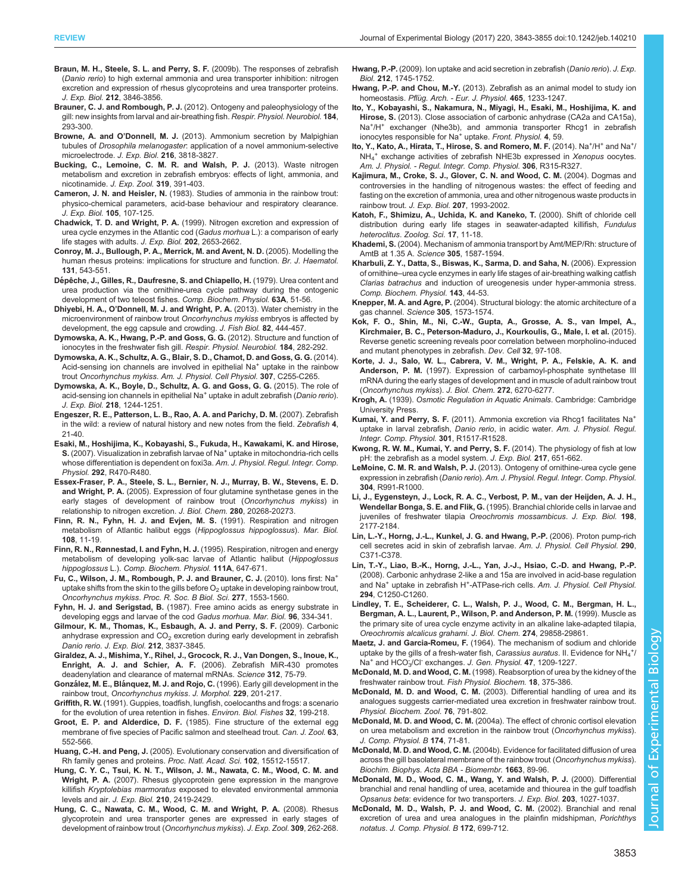**Braun, M. H., Steele, S. L. and Perry, S. F.** (2009b). The responses of zebrafish (*Danio rerio*) to high external ammonia and urea transporter inhibition: nitrogen excretion and expression of rhesus glycoproteins and urea transporter proteins. *J. Exp. Biol.* **212**, 3846-3856.

**Brauner, C. J. and Rombough, P. J.** (2012). Ontogeny and paleophysiology of the gill: new insights from larval and air-breathing fish. *Respir. Physiol. Neurobiol.* **184**, 293-300.

**Browne, A. and O'Donnell, M. J.** (2013). Ammonium secretion by Malpighian tubules of *Drosophila melanogaster*: application of a novel ammonium-selective microelectrode. *J. Exp. Biol.* **216**, 3818-3827.

**Bucking, C., Lemoine, C. M. R. and Walsh, P. J.** (2013). Waste nitrogen metabolism and excretion in zebrafish embryos: effects of light, ammonia, and nicotinamide. *J. Exp. Zool.* **319**, 391-403.

**Cameron, J. N. and Heisler, N.** (1983). Studies of ammonia in the rainbow trout: physico-chemical parameters, acid-base behaviour and respiratory clearance. *J. Exp. Biol.* **105**, 107-125.

**Chadwick, T. D. and Wright, P. A.** (1999). Nitrogen excretion and expression of urea cycle enzymes in the Atlantic cod (*Gadus morhua* L.): a comparison of early life stages with adults. *J. Exp. Biol.* **202**, 2653-2662.

**Conroy, M. J., Bullough, P. A., Merrick, M. and Avent, N. D.** (2005). Modelling the human rhesus proteins: implications for structure and function. *Br. J. Haematol.* **131**, 543-551.

**Dépêche, J., Gilles, R., Daufresne, S. and Chiapello, H.** (1979). Urea content and urea production via the ornithine-urea cycle pathway during the ontogenic development of two teleost fishes. *Comp. Biochem. Physiol.* **63A**, 51-56.

**Dhiyebi, H. A., O'Donnell, M. J. and Wright, P. A.** (2013). Water chemistry in the microenvironment of rainbow trout *Oncorhynchus mykiss* embryos is affected by development, the egg capsule and crowding. *J. Fish Biol.* **82**, 444-457.

**Dymowska, A. K., Hwang, P.-P. and Goss, G. G.** (2012). Structure and function of ionocytes in the freshwater fish gill. *Respir. Physiol. Neurobiol.* **184**, 282-292.

**Dymowska, A. K., Schultz, A. G., Blair, S. D., Chamot, D. and Goss, G. G.** (2014). Acid-sensing ion channels are involved in epithelial $Na^+$ uptake in the rainbow trout *Oncorhynchus mykiss*. *Am. J. Physiol. Cell Physiol.* **307**, C255-C265.

**Dymowska, A. K., Boyle, D., Schultz, A. G. and Goss, G. G.** (2015). The role of acid-sensing ion channels in epithelial $Na^+$ uptake in adult zebrafish (*Danio rerio*). *J. Exp. Biol.* **218**, 1244-1251.

**Engeszer, R. E., Patterson, L. B., Rao, A. A. and Parichy, D. M.** (2007). Zebrafish in the wild: a review of natural history and new notes from the field. *Zebrafish* **4**, 21-40.

**Esaki, M., Hoshijima, K., Kobayashi, S., Fukuda, H., Kawakami, K. and Hirose, S.** (2007). Visualization in zebrafish larvae of $Na^+$ uptake in mitochondria-rich cells whose differentiation is dependent on foxi3a. *Am. J. Physiol. Regul. Integr. Comp. Physiol.* **292**, R470-R480.

**Essex-Fraser, P. A., Steele, S. L., Bernier, N. J., Murray, B. W., Stevens, E. D. and Wright, P. A.** (2005). Expression of four glutamine synthetase genes in the early stages of development of rainbow trout (*Oncorhynchus mykiss*) in relationship to nitrogen excretion. *J. Biol. Chem.* **280**, 20268-20273.

**Finn, R. N., Fyhn, H. J. and Evjen, M. S.** (1991). Respiration and nitrogen metabolism of Atlantic halibut eggs (*Hippoglossus hippoglossus*). *Mar. Biol.* **108**, 11-19.

**Finn, R. N., Rønnestad, I. and Fyhn, H. J.** (1995). Respiration, nitrogen and energy metabolism of developing yolk-sac larvae of Atlantic halibut (*Hippoglossus hippoglossus* L.). *Comp. Biochem. Physiol.* **111A**, 647-671.

**Fu, C., Wilson, J. M., Rombough, P. J. and Brauner, C. J.** (2010). Ions first: $Na^+$ uptake shifts from the skin to the gills before $O_2$ uptake in developing rainbow trout, *Oncorhynchus mykiss*. *Proc. R. Soc. B Biol. Sci.* **277**, 1553-1560.

**Fyhn, H. J. and Serigstad, B.** (1987). Free amino acids as energy substrate in developing eggs and larvae of the cod *Gadus morhua*. *Mar. Biol.* **96**, 334-341.

**Gilmour, K. M., Thomas, K., Esbaugh, A. J. and Perry, S. F.** (2009). Carbonic anhydrase expression and $CO_2$ excretion during early development in zebrafish *Danio rerio*. *J. Exp. Biol.* **212**, 3837-3845.

**Giraldez, A. J., Mishima, Y., Rihel, J., Grocock, R. J., Van Dongen, S., Inoue, K., Enright, A. J. and Schier, A. F.** (2006). Zebrafish MiR-430 promotes deadenylation and clearance of maternal mRNAs. *Science* **312**, 75-79.

**González, M. E., Blánquez, M. J. and Rojo, C.** (1996). Early gill development in the rainbow trout, *Oncorhynchus mykiss*. *J. Morphol.* **229**, 201-217.

**Griffith, R. W.** (1991). Guppies, toadfish, lungfish, coelocanths and frogs: a scenario for the evolution of urea retention in fishes. *Environ. Biol. Fishes* **32**, 199-218.

**Groot, E. P. and Alderdice, D. F.** (1985). Fine structure of the external egg membrane of five species of Pacific salmon and steelhead trout. *Can. J. Zool.* **63**, 552-566.

**Huang, C.-H. and Peng, J.** (2005). Evolutionary conservation and diversification of Rh family genes and proteins. *Proc. Natl. Acad. Sci.* **102**, 15512-15517.

**Hung, C. Y. C., Tsui, K. N. T., Wilson, J. M., Nawata, C. M., Wood, C. M. and Wright, P. A.** (2007). Rhesus glycoprotein gene expression in the mangrove killifish *Kryptolebias marmoratus* exposed to elevated environmental ammonia levels and air. *J. Exp. Biol.* **210**, 2419-2429.

**Hung, C. C., Nawata, C. M., Wood, C. M. and Wright, P. A.** (2008). Rhesus glycoprotein and urea transporter genes are expressed in early stages of development of rainbow trout (*Oncorhynchus mykiss*). *J. Exp. Zool.* **309**, 262-268.

**Hwang, P.-P.** (2009). Ion uptake and acid secretion in zebrafish (*Danio rerio*). *J. Exp. Biol.* **212**, 1745-1752.

**Hwang, P.-P. and Chou, M.-Y.** (2013). Zebrafish as an animal model to study ion homeostasis. *Pflüg. Arch. - Eur. J. Physiol.* **465**, 1233-1247.

**Ito, Y., Kobayashi, S., Nakamura, N., Miyagi, H., Esaki, M., Hoshijima, K. and Hirose, S.** (2013). Close association of carbonic anhydrase (CA2a and CA15a), $Na^+/H^+$ exchanger (Nhe3b), and ammonia transporter Rhcg1 in zebrafish ionocytes responsible for $Na^+$ uptake. *Front. Physiol.* **4**, 59.

**Ito, Y., Kato, A., Hirata, T., Hirose, S. and Romero, M. F.** (2014). $Na^+/H^+$ and $Na^+/NH_4^+$ exchange activities of zebrafish NHE3b expressed in *Xenopus* oocytes. *Am. J. Physiol. - Regul. Integr. Comp. Physiol.* **306**, R315-R327.

**Kajimura, M., Croke, S. J., Glover, C. N. and Wood, C. M.** (2004). Dogmas and controversies in the handling of nitrogenous wastes: the effect of feeding and fasting on the excretion of ammonia, urea and other nitrogenous waste products in rainbow trout. *J. Exp. Biol.* **207**, 1993-2002.

**Katoh, F., Shimizu, A., Uchida, K. and Kaneko, T.** (2000). Shift of chloride cell distribution during early life stages in seawater-adapted killifish, *Fundulus heteroclitus*. *Zoolog. Sci.* **17**, 11-18.

**Khademi, S.** (2004). Mechanism of ammonia transport by Amt/MEP/Rh: structure of AmtB at 1.35 A. *Science* **305**, 1587-1594.

**Kharbuli, Z. Y., Datta, S., Biswas, K., Sarma, D. and Saha, N.** (2006). Expression of ornithine–urea cycle enzymes in early life stages of air-breathing walking catfish *Clarias batrachus* and induction of ureogenesis under hyper-ammonia stress. *Comp. Biochem. Physiol.* **143**, 44-53.

**Knepper, M. A. and Agre, P.** (2004). Structural biology: the atomic architecture of a gas channel. *Science* **305**, 1573-1574.

**Kok, F. O., Shin, M., Ni, C.-W., Gupta, A., Grosse, A. S., van Impel, A., Kirchmaier, B. C., Peterson-Maduro, J., Kourkoulis, G., Male, I. et al.** (2015). Reverse genetic screening reveals poor correlation between morpholino-induced and mutant phenotypes in zebrafish. *Dev. Cell* **32**, 97-108.

**Korte, J. J., Salo, W. L., Cabrera, V. M., Wright, P. A., Felskie, A. K. and Anderson, P. M.** (1997). Expression of carbamoyl-phosphate synthetase III mRNA during the early stages of development and in muscle of adult rainbow trout (*Oncorhynchus mykiss*). *J. Biol. Chem.* **272**, 6270-6277.

**Krogh, A.** (1939). *Osmotic Regulation in Aquatic Animals*. Cambridge: Cambridge University Press.

**Kumai, Y. and Perry, S. F.** (2011). Ammonia excretion via Rhcg1 facilitates $Na^+$ uptake in larval zebrafish, *Danio rerio*, in acidic water. *Am. J. Physiol. Regul. Integr. Comp. Physiol.* **301**, R1517-R1528.

**Kwong, R. W. M., Kumai, Y. and Perry, S. F.** (2014). The physiology of fish at low pH: the zebrafish as a model system. *J. Exp. Biol.* **217**, 651-662.

**LeMoine, C. M. R. and Walsh, P. J.** (2013). Ontogeny of ornithine-urea cycle gene expression in zebrafish (*Danio rerio*). *Am. J. Physiol. Regul. Integr. Comp. Physiol.* **304**, R991-R1000.

**Li, J., Eygensteyn, J., Lock, R. A. C., Verbost, P. M., van der Heijden, A. J. H., Wendellar Bonga, S. E. and Flik, G.** (1995). Branchial chloride cells in larvae and juveniles of freshwater tilapia *Oreochromis mossambicus*. *J. Exp. Biol.* **198**, 2177-2184.

**Lin, L.-Y., Horng, J.-L., Kunkel, J. G. and Hwang, P.-P.** (2006). Proton pump-rich cell secretes acid in skin of zebrafish larvae. *Am. J. Physiol. Cell Physiol.* **290**, C371-C378.

**Lin, T.-Y., Liao, B.-K., Horng, J.-L., Yan, J.-J., Hsiao, C.-D. and Hwang, P.-P.** (2008). Carbonic anhydrase 2-like a and 15a are involved in acid-base regulation and $Na^+$ uptake in zebrafish $H^+$-ATPase-rich cells. *Am. J. Physiol. Cell Physiol.* **294**, C1250-C1260.

**Lindley, T. E., Scheiderer, C. L., Walsh, P. J., Wood, C. M., Bergman, H. L., Bergman, A. L., Laurent, P., Wilson, P. and Anderson, P. M.** (1999). Muscle as the primary site of urea cycle enzyme activity in an alkaline lake-adapted tilapia, *Oreochromis alcalicus grahami*. *J. Biol. Chem.* **274**, 29858-29861.

**Maetz, J. and Garcia-Romeu, F.** (1964). The mechanism of sodium and chloride uptake by the gills of a fresh-water fish, *Carassius auratus*. II. Evidence for $NH_4^+$/$Na^+$ and $HCO_3^-$/$Cl^-$ exchanges. *J. Gen. Physiol.* **47**, 1209-1227.

**McDonald, M. D. and Wood, C. M.** (1998). Reabsorption of urea by the kidney of the freshwater rainbow trout. *Fish Physiol. Biochem.* **18**, 375-386.

**McDonald, M. D. and Wood, C. M.** (2003). Differential handling of urea and its analogues suggests carrier-mediated urea excretion in freshwater rainbow trout. *Physiol. Biochem. Zool.* **76**, 791-802.

**McDonald, M. D. and Wood, C. M.** (2004a). The effect of chronic cortisol elevation on urea metabolism and excretion in the rainbow trout (*Oncorhynchus mykiss*). *J. Comp. Physiol. B* **174**, 71-81.

**McDonald, M. D. and Wood, C. M.** (2004b). Evidence for facilitated diffusion of urea across the gill basolateral membrane of the rainbow trout (*Oncorhynchus mykiss*). *Biochim. Biophys. Acta BBA - Biomembr.* **1663**, 89-96.

**McDonald, M. D., Wood, C. M., Wang, Y. and Walsh, P. J.** (2000). Differential branchial and renal handling of urea, acetamide and thiourea in the gulf toadfish *Opsanus beta*: evidence for two transporters. *J. Exp. Biol.* **203**, 1027-1037.

**McDonald, M. D., Walsh, P. J. and Wood, C. M.** (2002). Branchial and renal excretion of urea and urea analogues in the plainfin midshipman, *Porichthys notatus*. *J. Comp. Physiol. B* **172**, 699-712.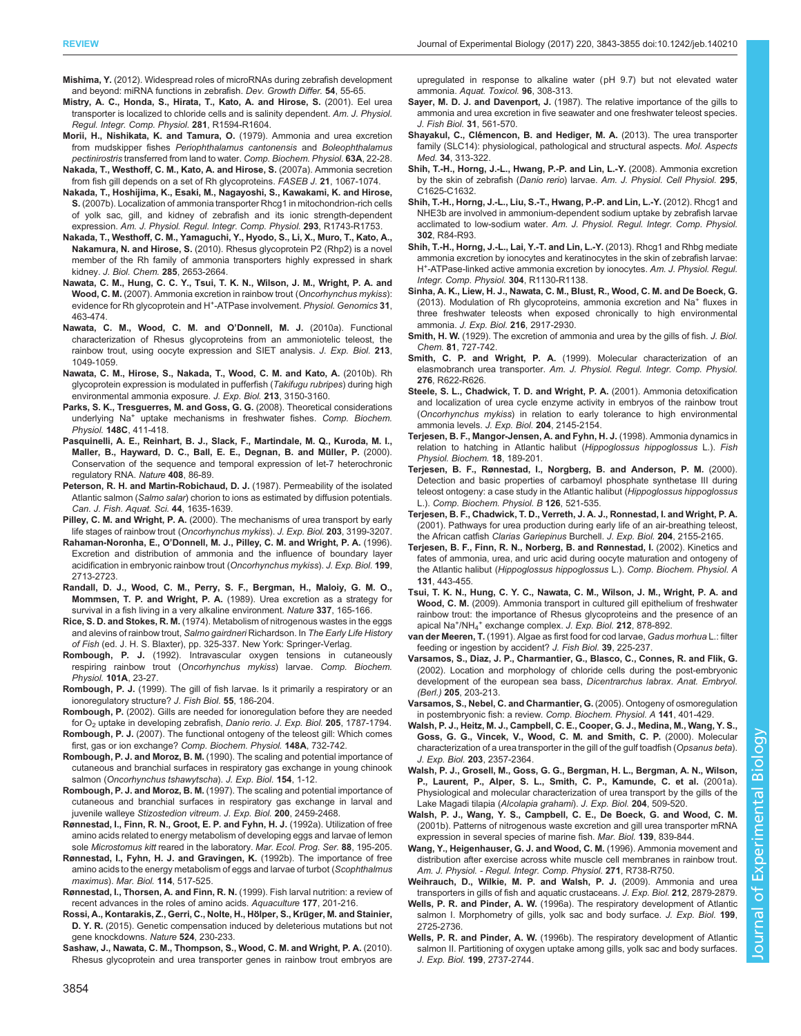**Mishima, Y.** (2012). Widespread roles of microRNAs during zebrafish development and beyond: miRNA functions in zebrafish. *Dev. Growth Differ.* **54**, 55-65.

**Mistry, A. C., Honda, S., Hirata, T., Kato, A. and Hirose, S.** (2001). Eel urea transporter is localized to chloride cells and is salinity dependent. *Am. J. Physiol. Regul. Integr. Comp. Physiol.* **281**, R1594-R1604.

**Morii, H., Nishikata, K. and Tamura, O.** (1979). Ammonia and urea excretion from mudskipper fishes *Periophthalamus cantonensis* and *Boleophthalamus pectinirostris* transferred from land to water. *Comp. Biochem. Physiol.* **63A**, 22-28.

**Nakada, T., Westhoff, C. M., Kato, A. and Hirose, S.** (2007a). Ammonia secretion from fish gill depends on a set of Rh glycoproteins. *FASEB J.* **21**, 1067-1074.

**Nakada, T., Hoshijima, K., Esaki, M., Nagayoshi, S., Kawakami, K. and Hirose, S.** (2007b). Localization of ammonia transporter Rhcg1 in mitochondrion-rich cells of yolk sac, gill, and kidney of zebrafish and its ionic strength-dependent expression. *Am. J. Physiol. Regul. Integr. Comp. Physiol.* **293**, R1743-R1753.

**Nakada, T., Westhoff, C. M., Yamaguchi, Y., Hyodo, S., Li, X., Muro, T., Kato, A., Nakamura, N. and Hirose, S.** (2010). Rhesus glycoprotein P2 (Rhp2) is a novel member of the Rh family of ammonia transporters highly expressed in shark kidney. *J. Biol. Chem.* **285**, 2653-2664.

**Nawata, C. M., Hung, C. C. Y., Tsui, T. K. N., Wilson, J. M., Wright, P. A. and Wood, C. M.** (2007). Ammonia excretion in rainbow trout (*Oncorhynchus mykiss*): evidence for Rh glycoprotein and $H^+$-ATPase involvement. *Physiol. Genomics* **31**, 463-474.

**Nawata, C. M., Wood, C. M. and O'Donnell, M. J.** (2010a). Functional characterization of Rhesus glycoproteins from an ammoniotelic teleost, the rainbow trout, using oocyte expression and SIET analysis. *J. Exp. Biol.* **213**, 1049-1059.

**Nawata, C. M., Hirose, S., Nakada, T., Wood, C. M. and Kato, A.** (2010b). Rh glycoprotein expression is modulated in pufferfish (*Takifugu rubripes*) during high environmental ammonia exposure. *J. Exp. Biol.* **213**, 3150-3160.

**Parks, S. K., Tresguerres, M. and Goss, G. G.** (2008). Theoretical considerations underlying $Na^+$ uptake mechanisms in freshwater fishes. *Comp. Biochem. Physiol.* **148C**, 411-418.

**Pasquinelli, A. E., Reinhart, B. J., Slack, F., Martindale, M. Q., Kuroda, M. I., Maller, B., Hayward, D. C., Ball, E. E., Degnan, B. and Müller, P.** (2000). Conservation of the sequence and temporal expression of let-7 heterochronic regulatory RNA. *Nature* **408**, 86-89.

**Peterson, R. H. and Martin-Robichaud, D. J.** (1987). Permeability of the isolated Atlantic salmon (*Salmo salar*) chorion to ions as estimated by diffusion potentials. *Can. J. Fish. Aquat. Sci.* **44**, 1635-1639.

**Pilley, C. M. and Wright, P. A.** (2000). The mechanisms of urea transport by early life stages of rainbow trout (*Oncorhynchus mykiss*). *J. Exp. Biol.* **203**, 3199-3207.

**Rahaman-Noronha, E., O'Donnell, M. J., Pilley, C. M. and Wright, P. A.** (1996). Excretion and distribution of ammonia and the influence of boundary layer acidification in embryonic rainbow trout (*Oncorhynchus mykiss*). *J. Exp. Biol.* **199**, 2713-2723.

**Randall, D. J., Wood, C. M., Perry, S. F., Bergman, H., Maloiy, G. M. O., Mommsen, T. P. and Wright, P. A.** (1989). Urea excretion as a strategy for survival in a fish living in a very alkaline environment. *Nature* **337**, 165-166.

**Rice, S. D. and Stokes, R. M.** (1974). Metabolism of nitrogenous wastes in the eggs and alevins of rainbow trout, *Salmo gairdneri* Richardson. In *The Early Life History of Fish* (ed. J. H. S. Blaxter), pp. 325-337. New York: Springer-Verlag.

**Rombough, P. J.** (1992). Intravascular oxygen tensions in cutaneously respiring rainbow trout (*Oncorhynchus mykiss*) larvae. *Comp. Biochem. Physiol.* **101A**, 23-27.

**Rombough, P. J.** (1999). The gill of fish larvae. Is it primarily a respiratory or an ionoregulatory structure? *J. Fish Biol.* **55**, 186-204.

**Rombough, P.** (2002). Gills are needed for ionoregulation before they are needed for $O_2$ uptake in developing zebrafish, *Danio rerio*. *J. Exp. Biol.* **205**, 1787-1794.

**Rombough, P. J.** (2007). The functional ontogeny of the teleost gill: Which comes first, gas or ion exchange? *Comp. Biochem. Physiol.* **148A**, 732-742.

**Rombough, P. J. and Moroz, B. M.** (1990). The scaling and potential importance of cutaneous and branchial surfaces in respiratory gas exchange in young chinook salmon (*Oncorhynchus tshawytscha*). *J. Exp. Biol.* **154**, 1-12.

**Rombough, P. J. and Moroz, B. M.** (1997). The scaling and potential importance of cutaneous and branchial surfaces in respiratory gas exchange in larval and juvenile walleye *Stizostedion vitreum*. *J. Exp. Biol.* **200**, 2459-2468.

**Rønnestad, I., Finn, R. N., Groot, E. P. and Fyhn, H. J.** (1992a). Utilization of free amino acids related to energy metabolism of developing eggs and larvae of lemon sole *Microstomus kitt* reared in the laboratory. *Mar. Ecol. Prog. Ser.* **88**, 195-205.

**Rønnestad, I., Fyhn, H. J. and Gravingen, K.** (1992b). The importance of free amino acids to the energy metabolism of eggs and larvae of turbot (*Scophthalmus maximus*). *Mar. Biol.* **114**, 517-525.

**Rønnestad, I., Thorsen, A. and Finn, R. N.** (1999). Fish larval nutrition: a review of recent advances in the roles of amino acids. *Aquaculture* **177**, 201-216.

**Rossi, A., Kontarakis, Z., Gerri, C., Nolte, H., Hölper, S., Krüger, M. and Stainier, D. Y. R.** (2015). Genetic compensation induced by deleterious mutations but not gene knockdowns. *Nature* **524**, 230-233.

**Sashaw, J., Nawata, C. M., Thompson, S., Wood, C. M. and Wright, P. A.** (2010). Rhesus glycoprotein and urea transporter genes in rainbow trout embryos are upregulated in response to alkaline water (pH 9.7) but not elevated water ammonia. *Aquat. Toxicol.* **96**, 308-313.

**Sayer, M. D. J. and Davenport, J.** (1987). The relative importance of the gills to ammonia and urea excretion in five seawater and one freshwater teleost species. *J. Fish Biol.* **31**, 561-570.

**Shayakul, C., Clémencon, B. and Hediger, M. A.** (2013). The urea transporter family (SLC14): physiological, pathological and structural aspects. *Mol. Aspects Med.* **34**, 313-322.

**Shih, T.-H., Horng, J.-L., Hwang, P.-P. and Lin, L.-Y.** (2008). Ammonia excretion by the skin of zebrafish (*Danio rerio*) larvae. *Am. J. Physiol. Cell Physiol.* **295**, C1625-C1632.

**Shih, T.-H., Horng, J.-L., Liu, S.-T., Hwang, P.-P. and Lin, L.-Y.** (2012). Rhcg1 and NHE3b are involved in ammonium-dependent sodium uptake by zebrafish larvae acclimated to low-sodium water. *Am. J. Physiol. Regul. Integr. Comp. Physiol.* **302**, R84-R93.

**Shih, T.-H., Horng, J.-L., Lai, Y.-T. and Lin, L.-Y.** (2013). Rhcg1 and Rhbg mediate ammonia excretion by ionocytes and keratinocytes in the skin of zebrafish larvae: $H^+$-ATPase-linked active ammonia excretion by ionocytes. *Am. J. Physiol. Regul. Integr. Comp. Physiol.* **304**, R1130-R1138.

**Sinha, A. K., Liew, H. J., Nawata, C. M., Blust, R., Wood, C. M. and De Boeck, G.** (2013). Modulation of Rh glycoproteins, ammonia excretion and $Na^+$ fluxes in three freshwater teleosts when exposed chronically to high environmental ammonia. *J. Exp. Biol.* **216**, 2917-2930.

**Smith, H. W.** (1929). The excretion of ammonia and urea by the gills of fish. *J. Biol. Chem.* **81**, 727-742.

**Smith, C. P. and Wright, P. A.** (1999). Molecular characterization of an elasmobranch urea transporter. *Am. J. Physiol. Regul. Integr. Comp. Physiol.* **276**, R622-R626.

**Steele, S. L., Chadwick, T. D. and Wright, P. A.** (2001). Ammonia detoxification and localization of urea cycle enzyme activity in embryos of the rainbow trout (*Oncorhynchus mykiss*) in relation to early tolerance to high environmental ammonia levels. *J. Exp. Biol.* **204**, 2145-2154.

**Terjesen, B. F., Mangor-Jensen, A. and Fyhn, H. J.** (1998). Ammonia dynamics in relation to hatching in Atlantic halibut (*Hippoglossus hippoglossus* L.). *Fish Physiol. Biochem.* **18**, 189-201.

**Terjesen, B. F., Rønnestad, I., Norgberg, B. and Anderson, P. M.** (2000). Detection and basic properties of carbamoyl phosphate synthetase III during teleost ontogeny: a case study in the Atlantic halibut (*Hippoglossus hippoglossus* L.). *Comp. Biochem. Physiol. B* **126**, 521-535.

**Terjesen, B. F., Chadwick, T. D., Verreth, J. A. J., Ronnestad, I. and Wright, P. A.** (2001). Pathways for urea production during early life of an air-breathing teleost, the African catfish *Clarias Gariepinus* Burchell. *J. Exp. Biol.* **204**, 2155-2165.

**Terjesen, B. F., Finn, R. N., Norberg, B. and Rønnestad, I.** (2002). Kinetics and fates of ammonia, urea, and uric acid during oocyte maturation and ontogeny of the Atlantic halibut (*Hippoglossus hippoglossus* L.). *Comp. Biochem. Physiol. A* **131**, 443-455.

**Tsui, T. K. N., Hung, C. Y. C., Nawata, C. M., Wilson, J. M., Wright, P. A. and Wood, C. M.** (2009). Ammonia transport in cultured gill epithelium of freshwater rainbow trout: the importance of Rhesus glycoproteins and the presence of an apical $Na^+/NH_4^+$ exchange complex. *J. Exp. Biol.* **212**, 878-892.

**van der Meeren, T.** (1991). Algae as first food for cod larvae, *Gadus morhua* L.: filter feeding or ingestion by accident? *J. Fish Biol.* **39**, 225-237.

**Varsamos, S., Diaz, J. P., Charmantier, G., Blasco, C., Connes, R. and Flik, G.** (2002). Location and morphology of chloride cells during the post-embryonic development of the european sea bass, *Dicentrarchus labrax*. *Anat. Embryol. (Berl.)* **205**, 203-213.

**Varsamos, S., Nebel, C. and Charmantier, G.** (2005). Ontogeny of osmoregulation in postembryonic fish: a review. *Comp. Biochem. Physiol. A* **141**, 401-429.

**Walsh, P. J., Heitz, M. J., Campbell, C. E., Cooper, G. J., Medina, M., Wang, Y. S., Goss, G. G., Vincek, V., Wood, C. M. and Smith, C. P.** (2000). Molecular characterization of a urea transporter in the gill of the gulf toadfish (*Opsanus beta*). *J. Exp. Biol.* **203**, 2357-2364.

**Walsh, P. J., Grosell, M., Goss, G. G., Bergman, H. L., Bergman, A. N., Wilson, P., Laurent, P., Alper, S. L., Smith, C. P., Kamunde, C. et al.** (2001a). Physiological and molecular characterization of urea transport by the gills of the Lake Magadi tilapia (*Alcolapia grahami*). *J. Exp. Biol.* **204**, 509-520.

**Walsh, P. J., Wang, Y. S., Campbell, C. E., De Boeck, G. and Wood, C. M.** (2001b). Patterns of nitrogenous waste excretion and gill urea transporter mRNA expression in several species of marine fish. *Mar. Biol.* **139**, 839-844.

**Wang, Y., Heigenhauser, G. J. and Wood, C. M.** (1996). Ammonia movement and distribution after exercise across white muscle cell membranes in rainbow trout. *Am. J. Physiol. - Regul. Integr. Comp. Physiol.* **271**, R738-R750.

**Weihrauch, D., Wilkie, M. P. and Walsh, P. J.** (2009). Ammonia and urea transporters in gills of fish and aquatic crustaceans. *J. Exp. Biol.* **212**, 2879-2879.

**Wells, P. R. and Pinder, A. W.** (1996a). The respiratory development of Atlantic salmon I. Morphometry of gills, yolk sac and body surface. *J. Exp. Biol.* **199**, 2725-2736.

**Wells, P. R. and Pinder, A. W.** (1996b). The respiratory development of Atlantic salmon II. Partitioning of oxygen uptake among gills, yolk sac and body surfaces. *J. Exp. Biol.* **199**, 2737-2744.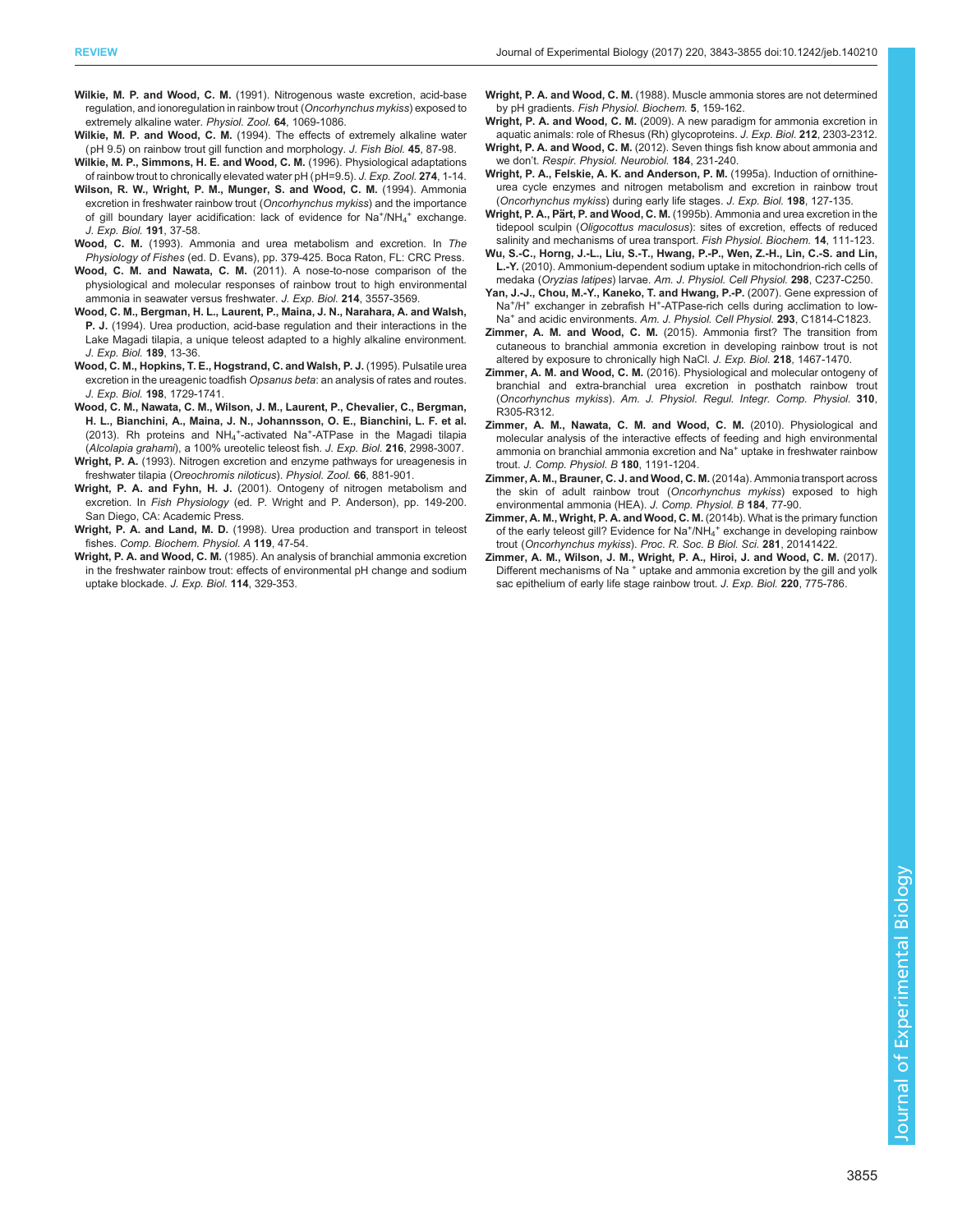**Wilkie, M. P. and Wood, C. M.** (1991). Nitrogenous waste excretion, acid-base regulation, and ionoregulation in rainbow trout (*Oncorhynchus mykiss*) exposed to extremely alkaline water. *Physiol. Zool.* **64**, 1069-1086.

**Wilkie, M. P. and Wood, C. M.** (1994). The effects of extremely alkaline water (pH 9.5) on rainbow trout gill function and morphology. *J. Fish Biol.* **45**, 87-98.

**Wilkie, M. P., Simmons, H. E. and Wood, C. M.** (1996). Physiological adaptations of rainbow trout to chronically elevated water pH (pH=9.5). *J. Exp. Zool.* **274**, 1-14.

**Wilson, R. W., Wright, P. M., Munger, S. and Wood, C. M.** (1994). Ammonia excretion in freshwater rainbow trout (*Oncorhynchus mykiss*) and the importance of gill boundary layer acidification: lack of evidence for $Na^+/NH_4^+$ exchange. *J. Exp. Biol.* **191**, 37-58.

**Wood, C. M.** (1993). Ammonia and urea metabolism and excretion. In *The Physiology of Fishes* (ed. D. Evans), pp. 379-425. Boca Raton, FL: CRC Press.

**Wood, C. M. and Nawata, C. M.** (2011). A nose-to-nose comparison of the physiological and molecular responses of rainbow trout to high environmental ammonia in seawater versus freshwater. *J. Exp. Biol.* **214**, 3557-3569.

**Wood, C. M., Bergman, H. L., Laurent, P., Maina, J. N., Narahara, A. and Walsh, P. J.** (1994). Urea production, acid-base regulation and their interactions in the Lake Magadi tilapia, a unique teleost adapted to a highly alkaline environment. *J. Exp. Biol.* **189**, 13-36.

**Wood, C. M., Hopkins, T. E., Hogstrand, C. and Walsh, P. J.** (1995). Pulsatile urea excretion in the ureagenic toadfish *Opsanus beta*: an analysis of rates and routes. *J. Exp. Biol.* **198**, 1729-1741.

**Wood, C. M., Nawata, C. M., Wilson, J. M., Laurent, P., Chevalier, C., Bergman, H. L., Bianchini, A., Maina, J. N., Johannsson, O. E., Bianchini, L. F. et al.** (2013). Rh proteins and $NH_4^+$-activated $Na^+$-ATPase in the Magadi tilapia (*Alcolapia grahami*), a 100% ureotelic teleost fish. *J. Exp. Biol.* **216**, 2998-3007.

**Wright, P. A.** (1993). Nitrogen excretion and enzyme pathways for ureagenesis in freshwater tilapia (*Oreochromis niloticus*). *Physiol. Zool.* **66**, 881-901.

**Wright, P. A. and Fyhn, H. J.** (2001). Ontogeny of nitrogen metabolism and excretion. In *Fish Physiology* (ed. P. Wright and P. Anderson), pp. 149-200. San Diego, CA: Academic Press.

**Wright, P. A. and Land, M. D.** (1998). Urea production and transport in teleost fishes. *Comp. Biochem. Physiol. A* **119**, 47-54.

**Wright, P. A. and Wood, C. M.** (1985). An analysis of branchial ammonia excretion in the freshwater rainbow trout: effects of environmental pH change and sodium uptake blockade. *J. Exp. Biol.* **114**, 329-353.

**Wright, P. A. and Wood, C. M.** (1988). Muscle ammonia stores are not determined by pH gradients. *Fish Physiol. Biochem.* **5**, 159-162.

**Wright, P. A. and Wood, C. M.** (2009). A new paradigm for ammonia excretion in aquatic animals: role of Rhesus (Rh) glycoproteins. *J. Exp. Biol.* **212**, 2303-2312.

**Wright, P. A. and Wood, C. M.** (2012). Seven things fish know about ammonia and we don't. *Respir. Physiol. Neurobiol.* **184**, 231-240.

**Wright, P. A., Felskie, A. K. and Anderson, P. M.** (1995a). Induction of ornithine-urea cycle enzymes and nitrogen metabolism and excretion in rainbow trout (*Oncorhynchus mykiss*) during early life stages. *J. Exp. Biol.* **198**, 127-135.

**Wright, P. A., Pärt, P. and Wood, C. M.** (1995b). Ammonia and urea excretion in the tidepool sculpin (*Oligocottus maculosus*): sites of excretion, effects of reduced salinity and mechanisms of urea transport. *Fish Physiol. Biochem.* **14**, 111-123.

**Wu, S.-C., Horng, J.-L., Liu, S.-T., Hwang, P.-P., Wen, Z.-H., Lin, C.-S. and Lin, L.-Y.** (2010). Ammonium-dependent sodium uptake in mitochondrion-rich cells of medaka (*Oryzias latipes*) larvae. *Am. J. Physiol. Cell Physiol.* **298**, C237-C250.

**Yan, J.-J., Chou, M.-Y., Kaneko, T. and Hwang, P.-P.** (2007). Gene expression of $Na^+/H^+$ exchanger in zebrafish $H^+$-ATPase-rich cells during acclimation to low-$Na^+$ and acidic environments. *Am. J. Physiol. Cell Physiol.* **293**, C1814-C1823.

**Zimmer, A. M. and Wood, C. M.** (2015). Ammonia first? The transition from cutaneous to branchial ammonia excretion in developing rainbow trout is not altered by exposure to chronically high NaCl. *J. Exp. Biol.* **218**, 1467-1470.

**Zimmer, A. M. and Wood, C. M.** (2016). Physiological and molecular ontogeny of branchial and extra-branchial urea excretion in posthatch rainbow trout (*Oncorhynchus mykiss*). *Am. J. Physiol. Regul. Integr. Comp. Physiol.* **310**, R305-R312.

**Zimmer, A. M., Nawata, C. M. and Wood, C. M.** (2010). Physiological and molecular analysis of the interactive effects of feeding and high environmental ammonia on branchial ammonia excretion and $Na^+$ uptake in freshwater rainbow trout. *J. Comp. Physiol. B* **180**, 1191-1204.

**Zimmer, A. M., Brauner, C. J. and Wood, C. M.** (2014a). Ammonia transport across the skin of adult rainbow trout (*Oncorhynchus mykiss*) exposed to high environmental ammonia (HEA). *J. Comp. Physiol. B* **184**, 77-90.

**Zimmer, A. M., Wright, P. A. and Wood, C. M.** (2014b). What is the primary function of the early teleost gill? Evidence for $Na^+/NH_4^+$ exchange in developing rainbow trout (*Oncorhynchus mykiss*). *Proc. R. Soc. B Biol. Sci.* **281**, 20141422.

**Zimmer, A. M., Wilson, J. M., Wright, P. A., Hiroi, J. and Wood, C. M.** (2017). Different mechanisms of $Na^+$ uptake and ammonia excretion by the gill and yolk sac epithelium of early life stage rainbow trout. *J. Exp. Biol.* **220**, 775-786.